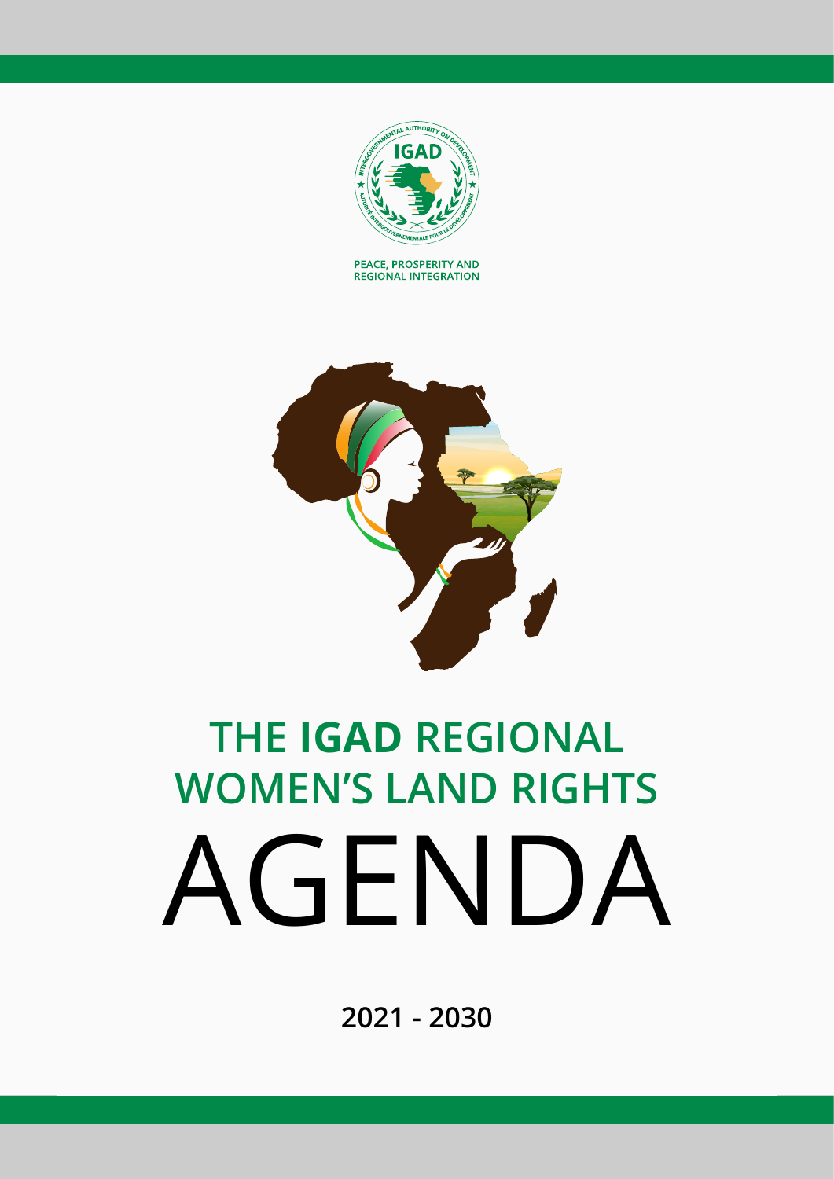PEACE, PROSPERITY AND REGIONAL INTEGRATION

# THE IGAD REGIONAL WOMEN'S LAND RIGHTS AGENDA

2021 - 2030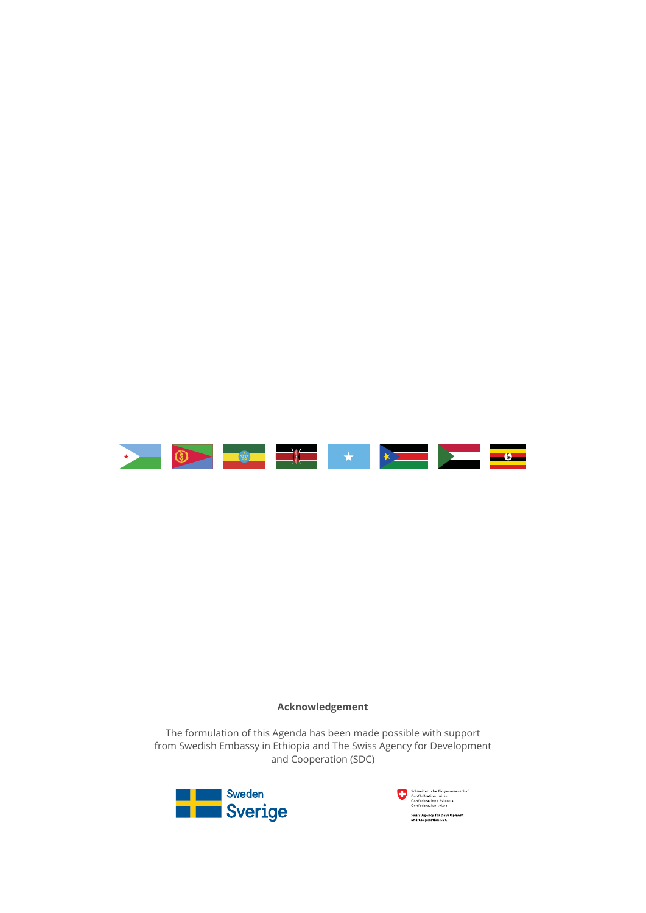**Acknowledgement**

The formulation of this Agenda has been made possible with support from Swedish Embassy in Ethiopia and The Swiss Agency for Development and Cooperation (SDC)

Sweden
Sverige

Schweizerische Eidgenossenschaft
Confédération suisse
Confederazione Svizzera
Confederaziun svizra

Swiss Agency for Development
and Cooperation SDC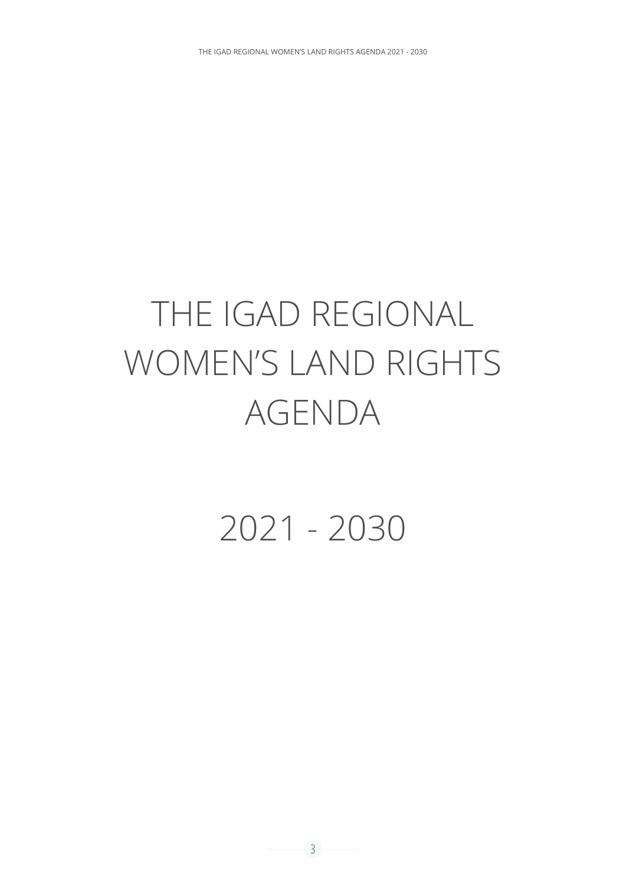# THE IGAD REGIONAL WOMEN'S LAND RIGHTS AGENDA

# 2021 - 2030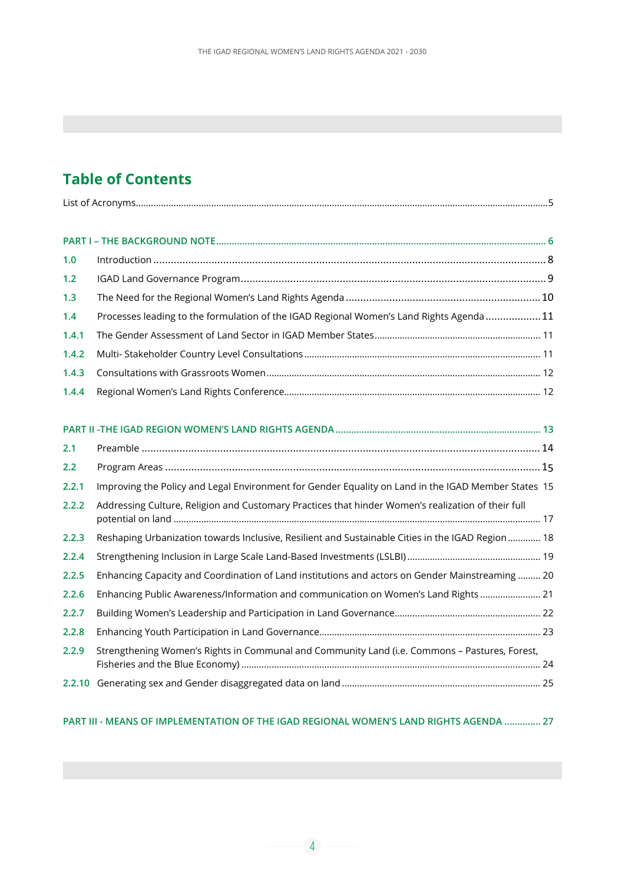# Table of Contents

List of Acronyms.....5

PART I – THE BACKGROUND NOTE..... 6

1.0 Introduction ..... 8

1.2 IGAD Land Governance Program..... 9

1.3 The Need for the Regional Women's Land Rights Agenda ..... 10

1.4 Processes leading to the formulation of the IGAD Regional Women's Land Rights Agenda ..... 11

1.4.1 The Gender Assessment of Land Sector in IGAD Member States..... 11

1.4.2 Multi- Stakeholder Country Level Consultations ..... 11

1.4.3 Consultations with Grassroots Women..... 12

1.4.4 Regional Women's Land Rights Conference..... 12

PART II -THE IGAD REGION WOMEN'S LAND RIGHTS AGENDA ..... 13

2.1 Preamble ..... 14

2.2 Program Areas ..... 15

2.2.1 Improving the Policy and Legal Environment for Gender Equality on Land in the IGAD Member States 15

2.2.2 Addressing Culture, Religion and Customary Practices that hinder Women's realization of their full potential on land ..... 17

2.2.3 Reshaping Urbanization towards Inclusive, Resilient and Sustainable Cities in the IGAD Region..... 18

2.2.4 Strengthening Inclusion in Large Scale Land-Based Investments (LSLBI) ..... 19

2.2.5 Enhancing Capacity and Coordination of Land institutions and actors on Gender Mainstreaming ..... 20

2.2.6 Enhancing Public Awareness/Information and communication on Women's Land Rights ..... 21

2.2.7 Building Women's Leadership and Participation in Land Governance..... 22

2.2.8 Enhancing Youth Participation in Land Governance..... 23

2.2.9 Strengthening Women's Rights in Communal and Community Land (i.e. Commons – Pastures, Forest, Fisheries and the Blue Economy) ..... 24

2.2.10 Generating sex and Gender disaggregated data on land ..... 25

PART III - MEANS OF IMPLEMENTATION OF THE IGAD REGIONAL WOMEN'S LAND RIGHTS AGENDA ..... 27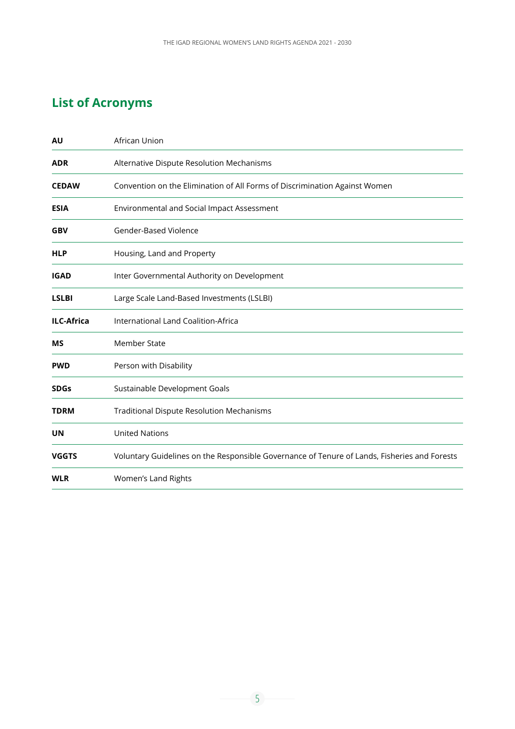## List of Acronyms

| | |
|---|---|
| **AU** | African Union |
| **ADR** | Alternative Dispute Resolution Mechanisms |
| **CEDAW** | Convention on the Elimination of All Forms of Discrimination Against Women |
| **ESIA** | Environmental and Social Impact Assessment |
| **GBV** | Gender-Based Violence |
| **HLP** | Housing, Land and Property |
| **IGAD** | Inter Governmental Authority on Development |
| **LSLBI** | Large Scale Land-Based Investments (LSLBI) |
| **ILC-Africa** | International Land Coalition-Africa |
| **MS** | Member State |
| **PWD** | Person with Disability |
| **SDGs** | Sustainable Development Goals |
| **TDRM** | Traditional Dispute Resolution Mechanisms |
| **UN** | United Nations |
| **VGGTS** | Voluntary Guidelines on the Responsible Governance of Tenure of Lands, Fisheries and Forests |
| **WLR** | Women's Land Rights |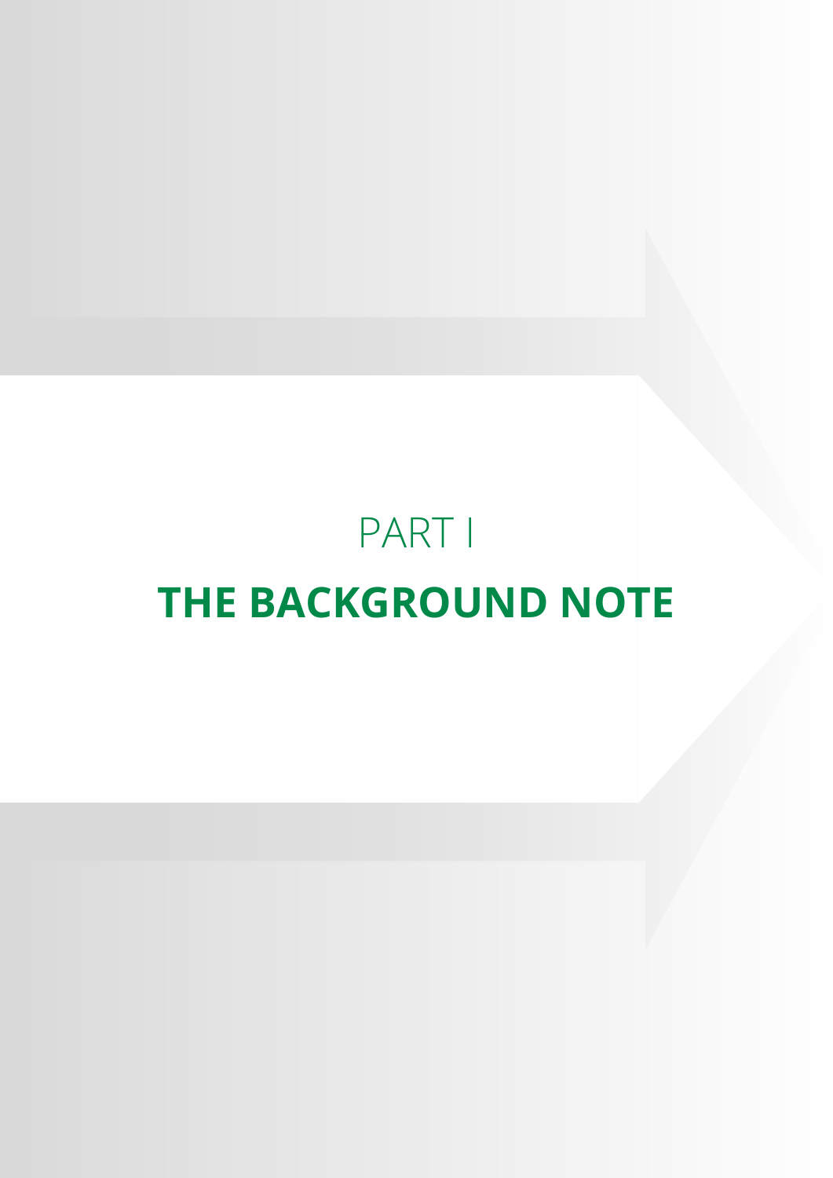# PART I

# THE BACKGROUND NOTE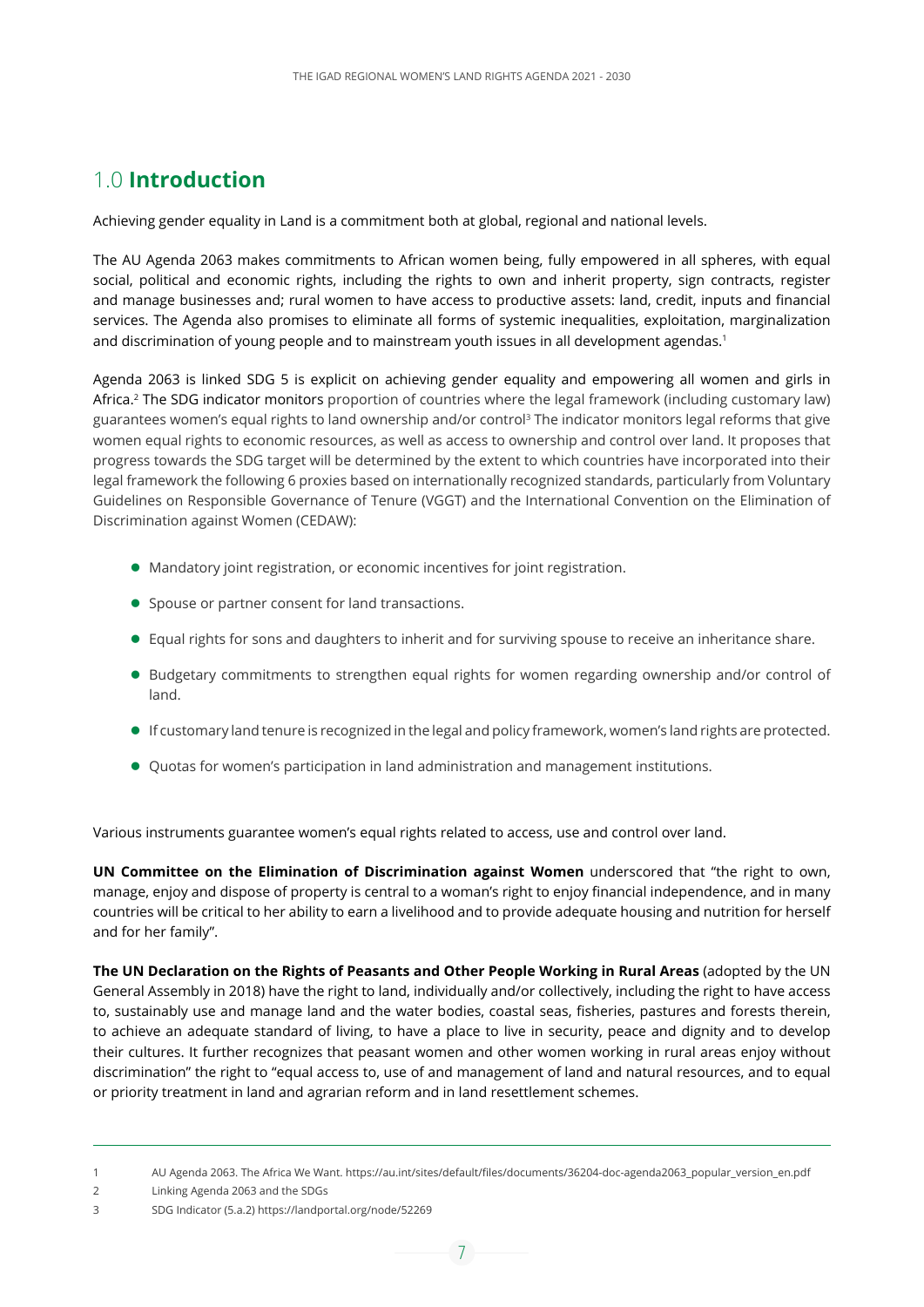# 1.0 **Introduction**

Achieving gender equality in Land is a commitment both at global, regional and national levels.

The AU Agenda 2063 makes commitments to African women being, fully empowered in all spheres, with equal social, political and economic rights, including the rights to own and inherit property, sign contracts, register and manage businesses and; rural women to have access to productive assets: land, credit, inputs and financial services. The Agenda also promises to eliminate all forms of systemic inequalities, exploitation, marginalization and discrimination of young people and to mainstream youth issues in all development agendas.[1]

Agenda 2063 is linked SDG 5 is explicit on achieving gender equality and empowering all women and girls in Africa.[2] The SDG indicator monitors proportion of countries where the legal framework (including customary law) guarantees women's equal rights to land ownership and/or control[3] The indicator monitors legal reforms that give women equal rights to economic resources, as well as access to ownership and control over land. It proposes that progress towards the SDG target will be determined by the extent to which countries have incorporated into their legal framework the following 6 proxies based on internationally recognized standards, particularly from Voluntary Guidelines on Responsible Governance of Tenure (VGGT) and the International Convention on the Elimination of Discrimination against Women (CEDAW):

- Mandatory joint registration, or economic incentives for joint registration.
- Spouse or partner consent for land transactions.
- Equal rights for sons and daughters to inherit and for surviving spouse to receive an inheritance share.
- Budgetary commitments to strengthen equal rights for women regarding ownership and/or control of land.
- If customary land tenure is recognized in the legal and policy framework, women's land rights are protected.
- Quotas for women's participation in land administration and management institutions.

Various instruments guarantee women's equal rights related to access, use and control over land.

**UN Committee on the Elimination of Discrimination against Women** underscored that "the right to own, manage, enjoy and dispose of property is central to a woman's right to enjoy financial independence, and in many countries will be critical to her ability to earn a livelihood and to provide adequate housing and nutrition for herself and for her family".

**The UN Declaration on the Rights of Peasants and Other People Working in Rural Areas** (adopted by the UN General Assembly in 2018) have the right to land, individually and/or collectively, including the right to have access to, sustainably use and manage land and the water bodies, coastal seas, fisheries, pastures and forests therein, to achieve an adequate standard of living, to have a place to live in security, peace and dignity and to develop their cultures. It further recognizes that peasant women and other women working in rural areas enjoy without discrimination" the right to "equal access to, use of and management of land and natural resources, and to equal or priority treatment in land and agrarian reform and in land resettlement schemes.

---

1 AU Agenda 2063. The Africa We Want. https://au.int/sites/default/files/documents/36204-doc-agenda2063_popular_version_en.pdf

2 Linking Agenda 2063 and the SDGs

3 SDG Indicator (5.a.2) https://landportal.org/node/52269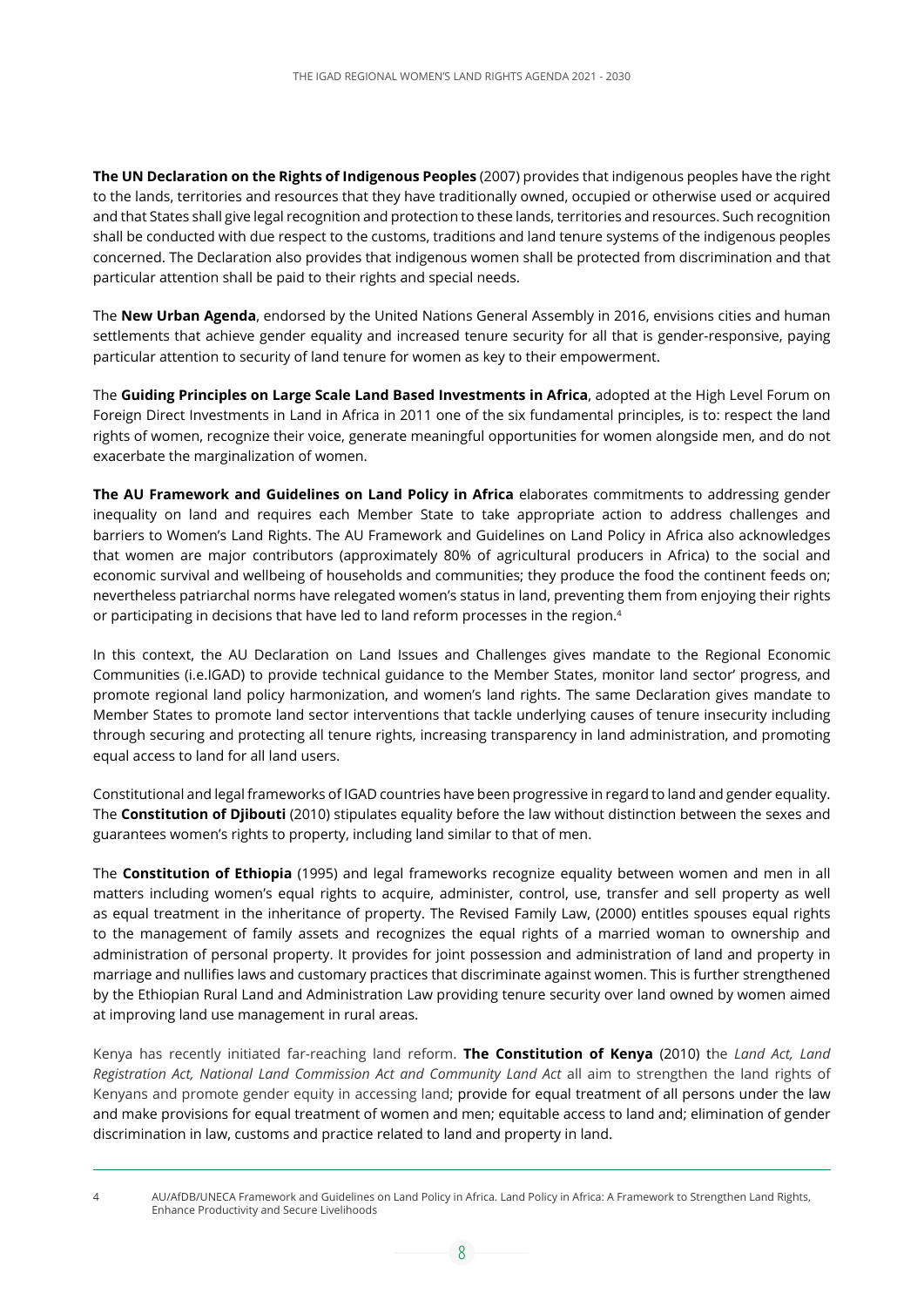**The UN Declaration on the Rights of Indigenous Peoples** (2007) provides that indigenous peoples have the right to the lands, territories and resources that they have traditionally owned, occupied or otherwise used or acquired and that States shall give legal recognition and protection to these lands, territories and resources. Such recognition shall be conducted with due respect to the customs, traditions and land tenure systems of the indigenous peoples concerned. The Declaration also provides that indigenous women shall be protected from discrimination and that particular attention shall be paid to their rights and special needs.

The **New Urban Agenda**, endorsed by the United Nations General Assembly in 2016, envisions cities and human settlements that achieve gender equality and increased tenure security for all that is gender-responsive, paying particular attention to security of land tenure for women as key to their empowerment.

The **Guiding Principles on Large Scale Land Based Investments in Africa**, adopted at the High Level Forum on Foreign Direct Investments in Land in Africa in 2011 one of the six fundamental principles, is to: respect the land rights of women, recognize their voice, generate meaningful opportunities for women alongside men, and do not exacerbate the marginalization of women.

**The AU Framework and Guidelines on Land Policy in Africa** elaborates commitments to addressing gender inequality on land and requires each Member State to take appropriate action to address challenges and barriers to Women's Land Rights. The AU Framework and Guidelines on Land Policy in Africa also acknowledges that women are major contributors (approximately 80% of agricultural producers in Africa) to the social and economic survival and wellbeing of households and communities; they produce the food the continent feeds on; nevertheless patriarchal norms have relegated women's status in land, preventing them from enjoying their rights or participating in decisions that have led to land reform processes in the region.[4]

In this context, the AU Declaration on Land Issues and Challenges gives mandate to the Regional Economic Communities (i.e.IGAD) to provide technical guidance to the Member States, monitor land sector' progress, and promote regional land policy harmonization, and women's land rights. The same Declaration gives mandate to Member States to promote land sector interventions that tackle underlying causes of tenure insecurity including through securing and protecting all tenure rights, increasing transparency in land administration, and promoting equal access to land for all land users.

Constitutional and legal frameworks of IGAD countries have been progressive in regard to land and gender equality. The **Constitution of Djibouti** (2010) stipulates equality before the law without distinction between the sexes and guarantees women's rights to property, including land similar to that of men.

The **Constitution of Ethiopia** (1995) and legal frameworks recognize equality between women and men in all matters including women's equal rights to acquire, administer, control, use, transfer and sell property as well as equal treatment in the inheritance of property. The Revised Family Law, (2000) entitles spouses equal rights to the management of family assets and recognizes the equal rights of a married woman to ownership and administration of personal property. It provides for joint possession and administration of land and property in marriage and nullifies laws and customary practices that discriminate against women. This is further strengthened by the Ethiopian Rural Land and Administration Law providing tenure security over land owned by women aimed at improving land use management in rural areas.

Kenya has recently initiated far-reaching land reform. **The Constitution of Kenya** (2010) the *Land Act, Land Registration Act, National Land Commission Act and Community Land Act* all aim to strengthen the land rights of Kenyans and promote gender equity in accessing land; provide for equal treatment of all persons under the law and make provisions for equal treatment of women and men; equitable access to land and; elimination of gender discrimination in law, customs and practice related to land and property in land.

---

4 AU/AfDB/UNECA Framework and Guidelines on Land Policy in Africa. Land Policy in Africa: A Framework to Strengthen Land Rights, Enhance Productivity and Secure Livelihoods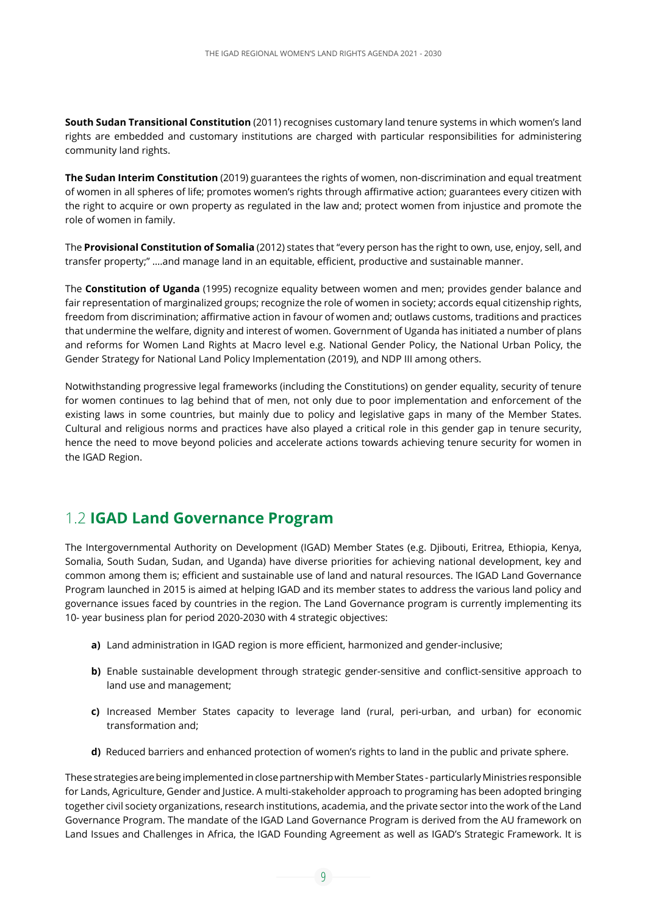**South Sudan Transitional Constitution** (2011) recognises customary land tenure systems in which women's land rights are embedded and customary institutions are charged with particular responsibilities for administering community land rights.

**The Sudan Interim Constitution** (2019) guarantees the rights of women, non-discrimination and equal treatment of women in all spheres of life; promotes women's rights through affirmative action; guarantees every citizen with the right to acquire or own property as regulated in the law and; protect women from injustice and promote the role of women in family.

The **Provisional Constitution of Somalia** (2012) states that "every person has the right to own, use, enjoy, sell, and transfer property;" ….and manage land in an equitable, efficient, productive and sustainable manner.

The **Constitution of Uganda** (1995) recognize equality between women and men; provides gender balance and fair representation of marginalized groups; recognize the role of women in society; accords equal citizenship rights, freedom from discrimination; affirmative action in favour of women and; outlaws customs, traditions and practices that undermine the welfare, dignity and interest of women. Government of Uganda has initiated a number of plans and reforms for Women Land Rights at Macro level e.g. National Gender Policy, the National Urban Policy, the Gender Strategy for National Land Policy Implementation (2019), and NDP III among others.

Notwithstanding progressive legal frameworks (including the Constitutions) on gender equality, security of tenure for women continues to lag behind that of men, not only due to poor implementation and enforcement of the existing laws in some countries, but mainly due to policy and legislative gaps in many of the Member States. Cultural and religious norms and practices have also played a critical role in this gender gap in tenure security, hence the need to move beyond policies and accelerate actions towards achieving tenure security for women in the IGAD Region.

## 1.2 IGAD Land Governance Program

The Intergovernmental Authority on Development (IGAD) Member States (e.g. Djibouti, Eritrea, Ethiopia, Kenya, Somalia, South Sudan, Sudan, and Uganda) have diverse priorities for achieving national development, key and common among them is; efficient and sustainable use of land and natural resources. The IGAD Land Governance Program launched in 2015 is aimed at helping IGAD and its member states to address the various land policy and governance issues faced by countries in the region. The Land Governance program is currently implementing its 10- year business plan for period 2020-2030 with 4 strategic objectives:

- **a)** Land administration in IGAD region is more efficient, harmonized and gender-inclusive;
- **b)** Enable sustainable development through strategic gender-sensitive and conflict-sensitive approach to land use and management;
- **c)** Increased Member States capacity to leverage land (rural, peri-urban, and urban) for economic transformation and;
- **d)** Reduced barriers and enhanced protection of women's rights to land in the public and private sphere.

These strategies are being implemented in close partnership with Member States - particularly Ministries responsible for Lands, Agriculture, Gender and Justice. A multi-stakeholder approach to programing has been adopted bringing together civil society organizations, research institutions, academia, and the private sector into the work of the Land Governance Program. The mandate of the IGAD Land Governance Program is derived from the AU framework on Land Issues and Challenges in Africa, the IGAD Founding Agreement as well as IGAD's Strategic Framework. It is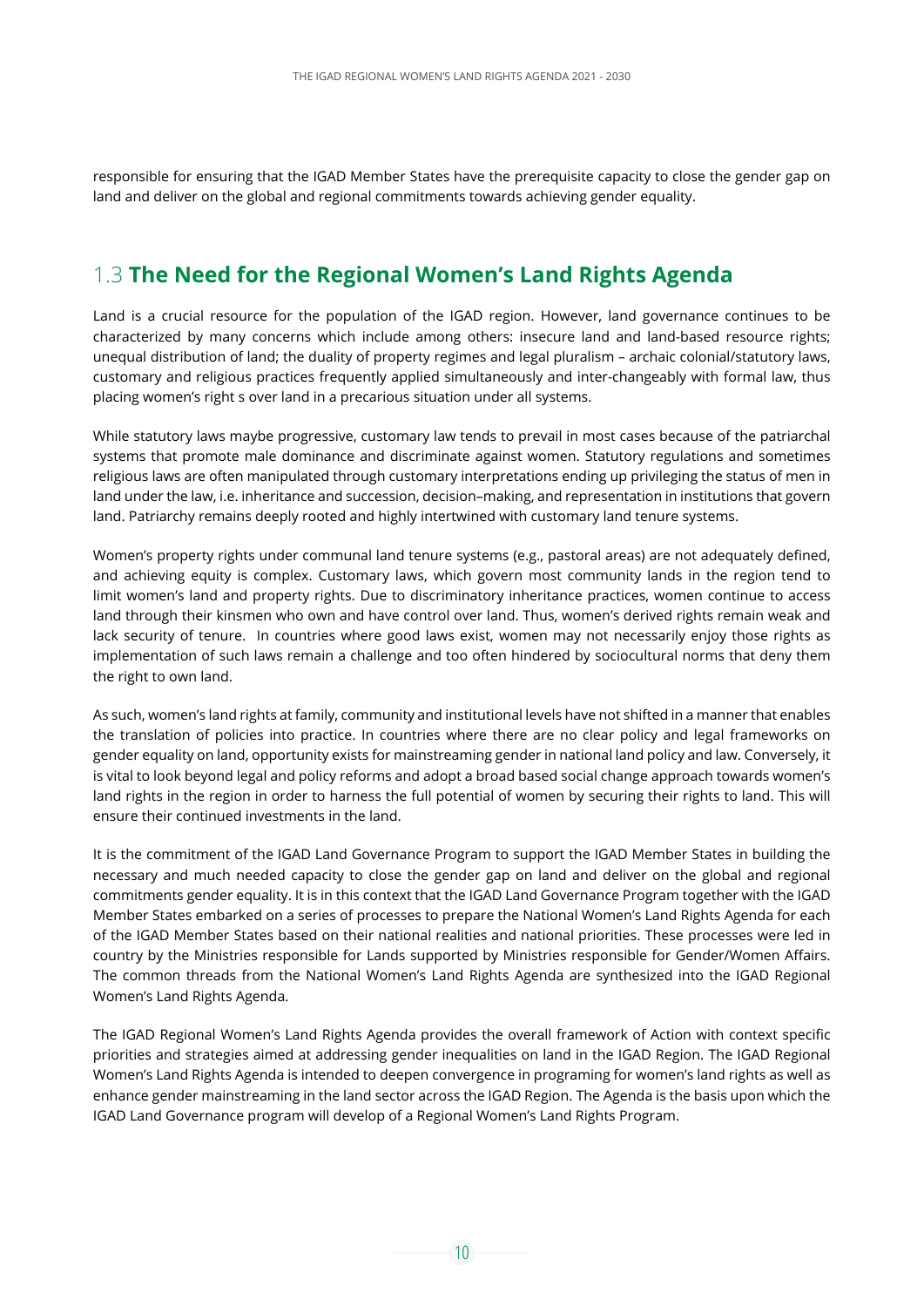responsible for ensuring that the IGAD Member States have the prerequisite capacity to close the gender gap on land and deliver on the global and regional commitments towards achieving gender equality.

## 1.3 The Need for the Regional Women's Land Rights Agenda

Land is a crucial resource for the population of the IGAD region. However, land governance continues to be characterized by many concerns which include among others: insecure land and land-based resource rights; unequal distribution of land; the duality of property regimes and legal pluralism – archaic colonial/statutory laws, customary and religious practices frequently applied simultaneously and inter-changeably with formal law, thus placing women's right s over land in a precarious situation under all systems.

While statutory laws maybe progressive, customary law tends to prevail in most cases because of the patriarchal systems that promote male dominance and discriminate against women. Statutory regulations and sometimes religious laws are often manipulated through customary interpretations ending up privileging the status of men in land under the law, i.e. inheritance and succession, decision–making, and representation in institutions that govern land. Patriarchy remains deeply rooted and highly intertwined with customary land tenure systems.

Women's property rights under communal land tenure systems (e.g., pastoral areas) are not adequately defined, and achieving equity is complex. Customary laws, which govern most community lands in the region tend to limit women's land and property rights. Due to discriminatory inheritance practices, women continue to access land through their kinsmen who own and have control over land. Thus, women's derived rights remain weak and lack security of tenure. In countries where good laws exist, women may not necessarily enjoy those rights as implementation of such laws remain a challenge and too often hindered by sociocultural norms that deny them the right to own land.

As such, women's land rights at family, community and institutional levels have not shifted in a manner that enables the translation of policies into practice. In countries where there are no clear policy and legal frameworks on gender equality on land, opportunity exists for mainstreaming gender in national land policy and law. Conversely, it is vital to look beyond legal and policy reforms and adopt a broad based social change approach towards women's land rights in the region in order to harness the full potential of women by securing their rights to land. This will ensure their continued investments in the land.

It is the commitment of the IGAD Land Governance Program to support the IGAD Member States in building the necessary and much needed capacity to close the gender gap on land and deliver on the global and regional commitments gender equality. It is in this context that the IGAD Land Governance Program together with the IGAD Member States embarked on a series of processes to prepare the National Women's Land Rights Agenda for each of the IGAD Member States based on their national realities and national priorities. These processes were led in country by the Ministries responsible for Lands supported by Ministries responsible for Gender/Women Affairs. The common threads from the National Women's Land Rights Agenda are synthesized into the IGAD Regional Women's Land Rights Agenda.

The IGAD Regional Women's Land Rights Agenda provides the overall framework of Action with context specific priorities and strategies aimed at addressing gender inequalities on land in the IGAD Region. The IGAD Regional Women's Land Rights Agenda is intended to deepen convergence in programing for women's land rights as well as enhance gender mainstreaming in the land sector across the IGAD Region. The Agenda is the basis upon which the IGAD Land Governance program will develop of a Regional Women's Land Rights Program.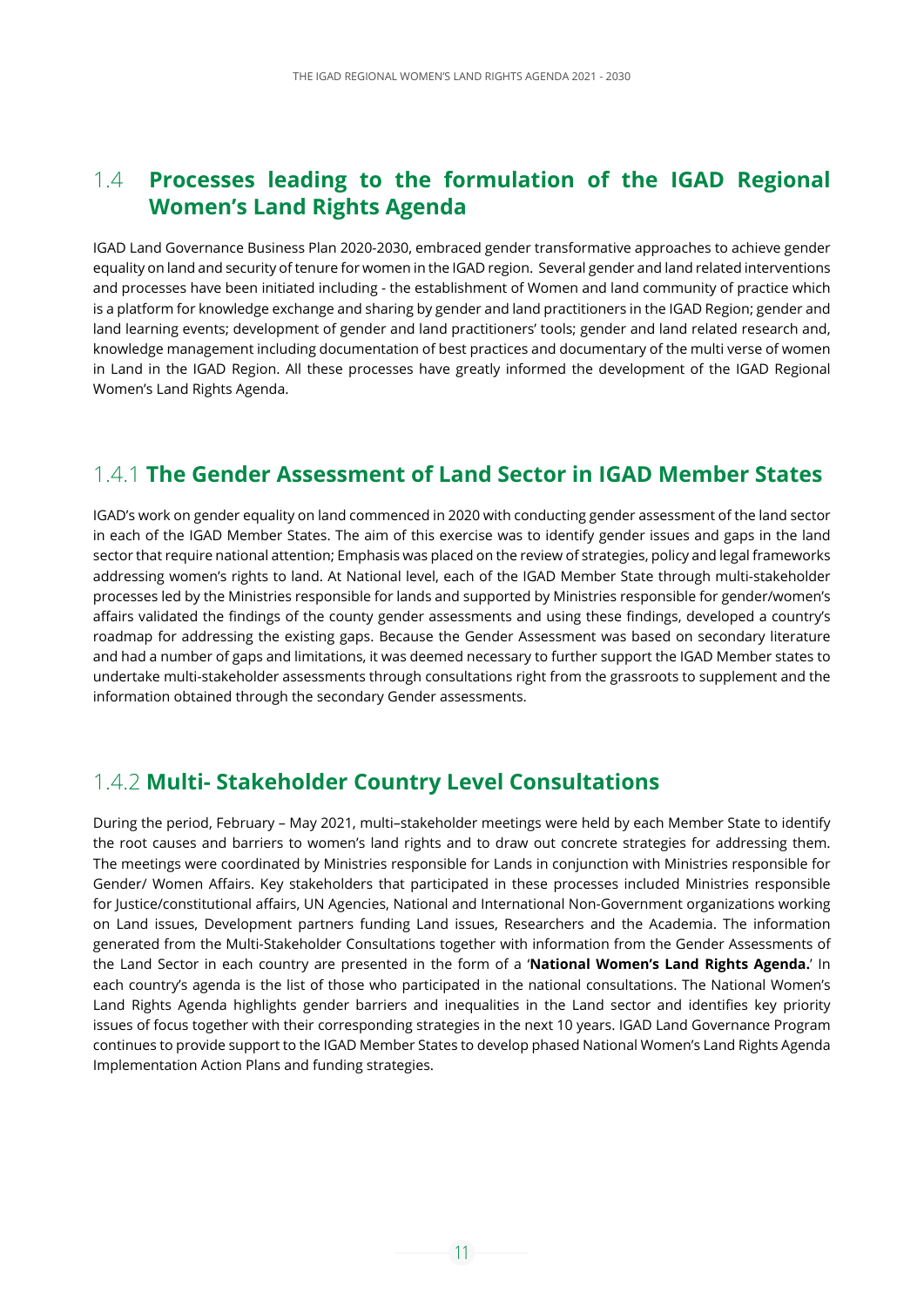## 1.4 Processes leading to the formulation of the IGAD Regional Women's Land Rights Agenda

IGAD Land Governance Business Plan 2020-2030, embraced gender transformative approaches to achieve gender equality on land and security of tenure for women in the IGAD region. Several gender and land related interventions and processes have been initiated including - the establishment of Women and land community of practice which is a platform for knowledge exchange and sharing by gender and land practitioners in the IGAD Region; gender and land learning events; development of gender and land practitioners' tools; gender and land related research and, knowledge management including documentation of best practices and documentary of the multi verse of women in Land in the IGAD Region. All these processes have greatly informed the development of the IGAD Regional Women's Land Rights Agenda.

### 1.4.1 The Gender Assessment of Land Sector in IGAD Member States

IGAD's work on gender equality on land commenced in 2020 with conducting gender assessment of the land sector in each of the IGAD Member States. The aim of this exercise was to identify gender issues and gaps in the land sector that require national attention; Emphasis was placed on the review of strategies, policy and legal frameworks addressing women's rights to land. At National level, each of the IGAD Member State through multi-stakeholder processes led by the Ministries responsible for lands and supported by Ministries responsible for gender/women's affairs validated the findings of the county gender assessments and using these findings, developed a country's roadmap for addressing the existing gaps. Because the Gender Assessment was based on secondary literature and had a number of gaps and limitations, it was deemed necessary to further support the IGAD Member states to undertake multi-stakeholder assessments through consultations right from the grassroots to supplement and the information obtained through the secondary Gender assessments.

### 1.4.2 Multi- Stakeholder Country Level Consultations

During the period, February – May 2021, multi–stakeholder meetings were held by each Member State to identify the root causes and barriers to women's land rights and to draw out concrete strategies for addressing them. The meetings were coordinated by Ministries responsible for Lands in conjunction with Ministries responsible for Gender/ Women Affairs. Key stakeholders that participated in these processes included Ministries responsible for Justice/constitutional affairs, UN Agencies, National and International Non-Government organizations working on Land issues, Development partners funding Land issues, Researchers and the Academia. The information generated from the Multi-Stakeholder Consultations together with information from the Gender Assessments of the Land Sector in each country are presented in the form of a '**National Women's Land Rights Agenda.**' In each country's agenda is the list of those who participated in the national consultations. The National Women's Land Rights Agenda highlights gender barriers and inequalities in the Land sector and identifies key priority issues of focus together with their corresponding strategies in the next 10 years. IGAD Land Governance Program continues to provide support to the IGAD Member States to develop phased National Women's Land Rights Agenda Implementation Action Plans and funding strategies.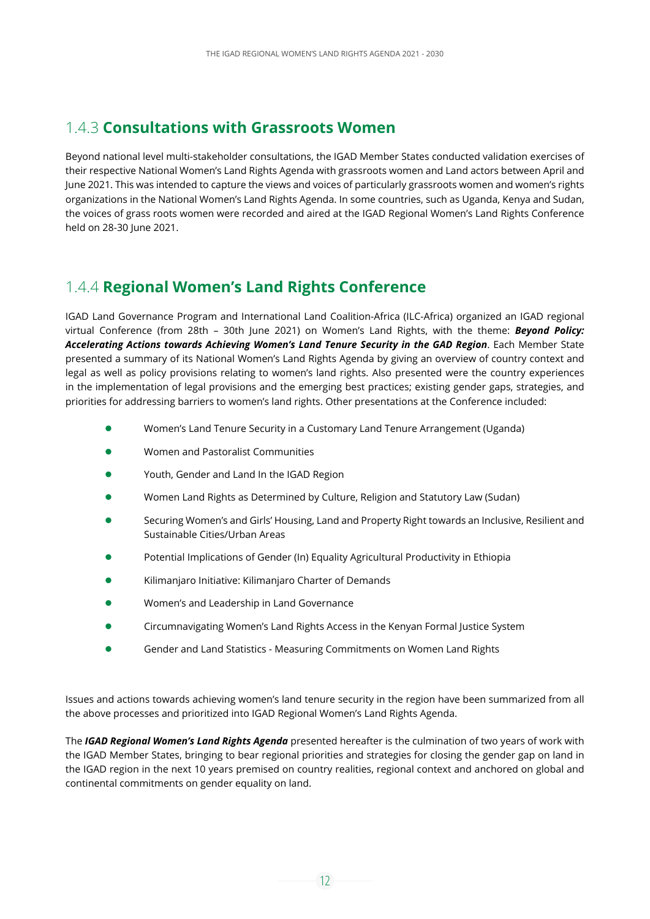### 1.4.3 **Consultations with Grassroots Women**

Beyond national level multi-stakeholder consultations, the IGAD Member States conducted validation exercises of their respective National Women's Land Rights Agenda with grassroots women and Land actors between April and June 2021. This was intended to capture the views and voices of particularly grassroots women and women's rights organizations in the National Women's Land Rights Agenda. In some countries, such as Uganda, Kenya and Sudan, the voices of grass roots women were recorded and aired at the IGAD Regional Women's Land Rights Conference held on 28-30 June 2021.

### 1.4.4 **Regional Women's Land Rights Conference**

IGAD Land Governance Program and International Land Coalition-Africa (ILC-Africa) organized an IGAD regional virtual Conference (from 28th – 30th June 2021) on Women's Land Rights, with the theme: ***Beyond Policy: Accelerating Actions towards Achieving Women's Land Tenure Security in the GAD Region***. Each Member State presented a summary of its National Women's Land Rights Agenda by giving an overview of country context and legal as well as policy provisions relating to women's land rights. Also presented were the country experiences in the implementation of legal provisions and the emerging best practices; existing gender gaps, strategies, and priorities for addressing barriers to women's land rights. Other presentations at the Conference included:

- Women's Land Tenure Security in a Customary Land Tenure Arrangement (Uganda)
- Women and Pastoralist Communities
- Youth, Gender and Land In the IGAD Region
- Women Land Rights as Determined by Culture, Religion and Statutory Law (Sudan)
- Securing Women's and Girls' Housing, Land and Property Right towards an Inclusive, Resilient and Sustainable Cities/Urban Areas
- Potential Implications of Gender (In) Equality Agricultural Productivity in Ethiopia
- Kilimanjaro Initiative: Kilimanjaro Charter of Demands
- Women's and Leadership in Land Governance
- Circumnavigating Women's Land Rights Access in the Kenyan Formal Justice System
- Gender and Land Statistics - Measuring Commitments on Women Land Rights

Issues and actions towards achieving women's land tenure security in the region have been summarized from all the above processes and prioritized into IGAD Regional Women's Land Rights Agenda.

The ***IGAD Regional Women's Land Rights Agenda*** presented hereafter is the culmination of two years of work with the IGAD Member States, bringing to bear regional priorities and strategies for closing the gender gap on land in the IGAD region in the next 10 years premised on country realities, regional context and anchored on global and continental commitments on gender equality on land.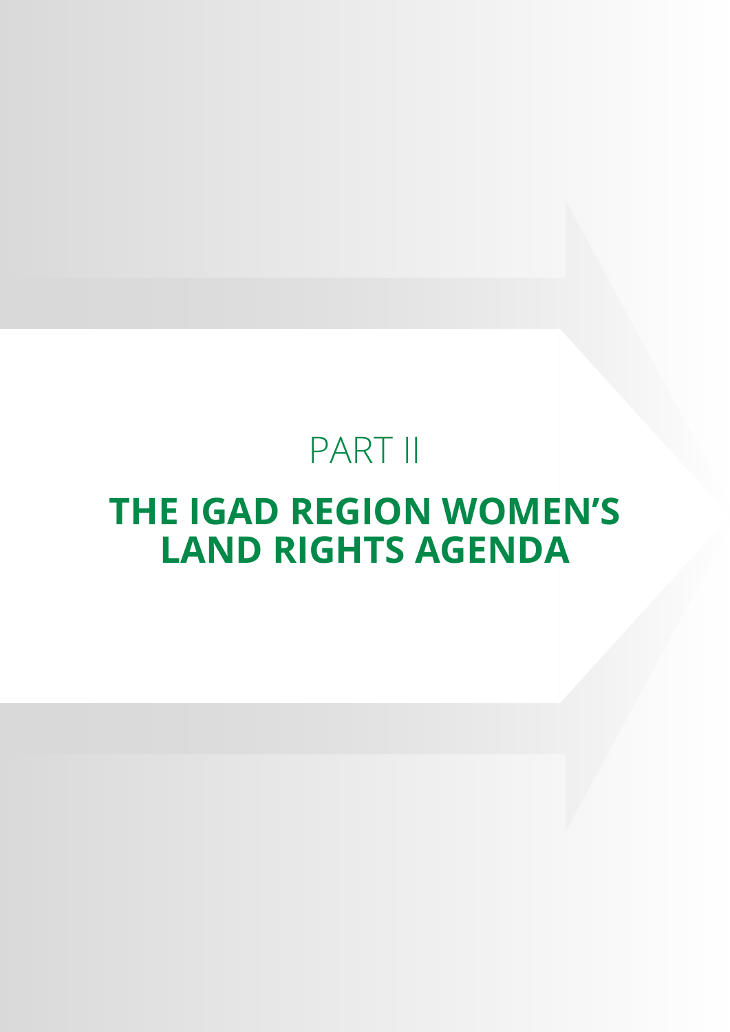# PART II

# THE IGAD REGION WOMEN'S LAND RIGHTS AGENDA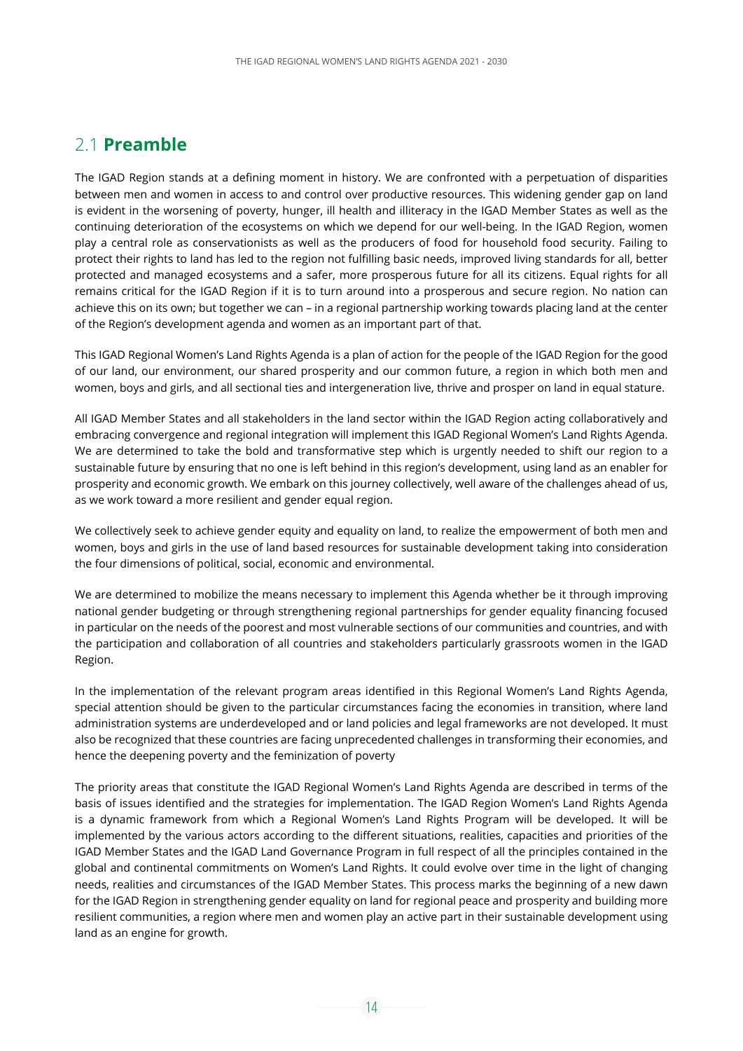## 2.1 **Preamble**

The IGAD Region stands at a defining moment in history. We are confronted with a perpetuation of disparities between men and women in access to and control over productive resources. This widening gender gap on land is evident in the worsening of poverty, hunger, ill health and illiteracy in the IGAD Member States as well as the continuing deterioration of the ecosystems on which we depend for our well-being. In the IGAD Region, women play a central role as conservationists as well as the producers of food for household food security. Failing to protect their rights to land has led to the region not fulfilling basic needs, improved living standards for all, better protected and managed ecosystems and a safer, more prosperous future for all its citizens. Equal rights for all remains critical for the IGAD Region if it is to turn around into a prosperous and secure region. No nation can achieve this on its own; but together we can – in a regional partnership working towards placing land at the center of the Region's development agenda and women as an important part of that.

This IGAD Regional Women's Land Rights Agenda is a plan of action for the people of the IGAD Region for the good of our land, our environment, our shared prosperity and our common future, a region in which both men and women, boys and girls, and all sectional ties and intergeneration live, thrive and prosper on land in equal stature.

All IGAD Member States and all stakeholders in the land sector within the IGAD Region acting collaboratively and embracing convergence and regional integration will implement this IGAD Regional Women's Land Rights Agenda. We are determined to take the bold and transformative step which is urgently needed to shift our region to a sustainable future by ensuring that no one is left behind in this region's development, using land as an enabler for prosperity and economic growth. We embark on this journey collectively, well aware of the challenges ahead of us, as we work toward a more resilient and gender equal region.

We collectively seek to achieve gender equity and equality on land, to realize the empowerment of both men and women, boys and girls in the use of land based resources for sustainable development taking into consideration the four dimensions of political, social, economic and environmental.

We are determined to mobilize the means necessary to implement this Agenda whether be it through improving national gender budgeting or through strengthening regional partnerships for gender equality financing focused in particular on the needs of the poorest and most vulnerable sections of our communities and countries, and with the participation and collaboration of all countries and stakeholders particularly grassroots women in the IGAD Region.

In the implementation of the relevant program areas identified in this Regional Women's Land Rights Agenda, special attention should be given to the particular circumstances facing the economies in transition, where land administration systems are underdeveloped and or land policies and legal frameworks are not developed. It must also be recognized that these countries are facing unprecedented challenges in transforming their economies, and hence the deepening poverty and the feminization of poverty

The priority areas that constitute the IGAD Regional Women's Land Rights Agenda are described in terms of the basis of issues identified and the strategies for implementation. The IGAD Region Women's Land Rights Agenda is a dynamic framework from which a Regional Women's Land Rights Program will be developed. It will be implemented by the various actors according to the different situations, realities, capacities and priorities of the IGAD Member States and the IGAD Land Governance Program in full respect of all the principles contained in the global and continental commitments on Women's Land Rights. It could evolve over time in the light of changing needs, realities and circumstances of the IGAD Member States. This process marks the beginning of a new dawn for the IGAD Region in strengthening gender equality on land for regional peace and prosperity and building more resilient communities, a region where men and women play an active part in their sustainable development using land as an engine for growth.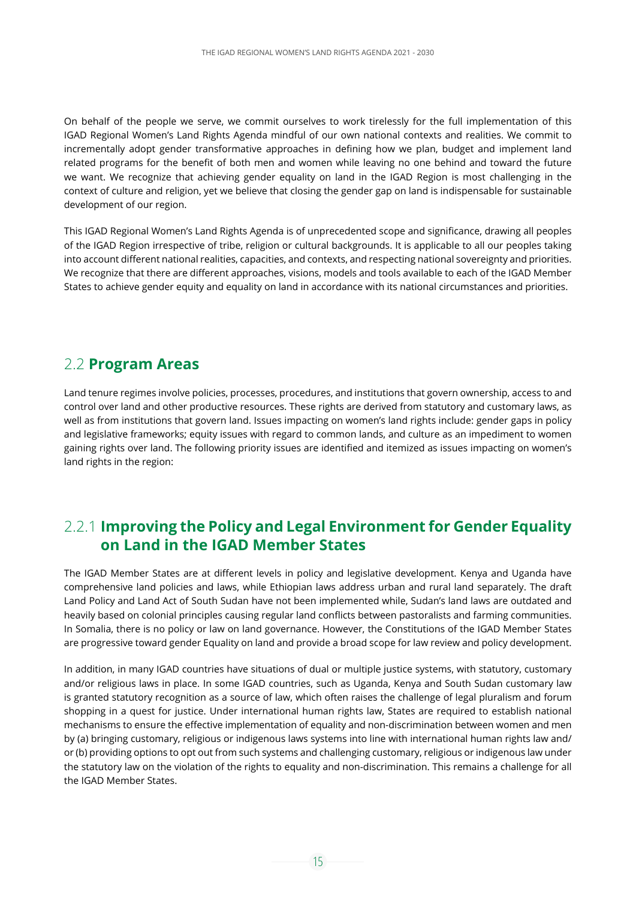On behalf of the people we serve, we commit ourselves to work tirelessly for the full implementation of this IGAD Regional Women's Land Rights Agenda mindful of our own national contexts and realities. We commit to incrementally adopt gender transformative approaches in defining how we plan, budget and implement land related programs for the benefit of both men and women while leaving no one behind and toward the future we want. We recognize that achieving gender equality on land in the IGAD Region is most challenging in the context of culture and religion, yet we believe that closing the gender gap on land is indispensable for sustainable development of our region.

This IGAD Regional Women's Land Rights Agenda is of unprecedented scope and significance, drawing all peoples of the IGAD Region irrespective of tribe, religion or cultural backgrounds. It is applicable to all our peoples taking into account different national realities, capacities, and contexts, and respecting national sovereignty and priorities. We recognize that there are different approaches, visions, models and tools available to each of the IGAD Member States to achieve gender equity and equality on land in accordance with its national circumstances and priorities.

## 2.2 **Program Areas**

Land tenure regimes involve policies, processes, procedures, and institutions that govern ownership, access to and control over land and other productive resources. These rights are derived from statutory and customary laws, as well as from institutions that govern land. Issues impacting on women's land rights include: gender gaps in policy and legislative frameworks; equity issues with regard to common lands, and culture as an impediment to women gaining rights over land. The following priority issues are identified and itemized as issues impacting on women's land rights in the region:

### 2.2.1 **Improving the Policy and Legal Environment for Gender Equality on Land in the IGAD Member States**

The IGAD Member States are at different levels in policy and legislative development. Kenya and Uganda have comprehensive land policies and laws, while Ethiopian laws address urban and rural land separately. The draft Land Policy and Land Act of South Sudan have not been implemented while, Sudan's land laws are outdated and heavily based on colonial principles causing regular land conflicts between pastoralists and farming communities. In Somalia, there is no policy or law on land governance. However, the Constitutions of the IGAD Member States are progressive toward gender Equality on land and provide a broad scope for law review and policy development.

In addition, in many IGAD countries have situations of dual or multiple justice systems, with statutory, customary and/or religious laws in place. In some IGAD countries, such as Uganda, Kenya and South Sudan customary law is granted statutory recognition as a source of law, which often raises the challenge of legal pluralism and forum shopping in a quest for justice. Under international human rights law, States are required to establish national mechanisms to ensure the effective implementation of equality and non-discrimination between women and men by (a) bringing customary, religious or indigenous laws systems into line with international human rights law and/or (b) providing options to opt out from such systems and challenging customary, religious or indigenous law under the statutory law on the violation of the rights to equality and non-discrimination. This remains a challenge for all the IGAD Member States.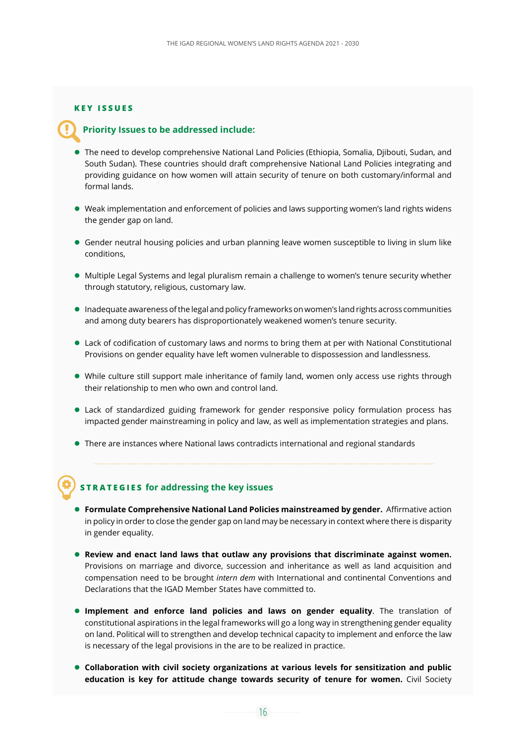## KEY ISSUES

### Priority Issues to be addressed include:

- The need to develop comprehensive National Land Policies (Ethiopia, Somalia, Djibouti, Sudan, and South Sudan). These countries should draft comprehensive National Land Policies integrating and providing guidance on how women will attain security of tenure on both customary/informal and formal lands.
- Weak implementation and enforcement of policies and laws supporting women's land rights widens the gender gap on land.
- Gender neutral housing policies and urban planning leave women susceptible to living in slum like conditions,
- Multiple Legal Systems and legal pluralism remain a challenge to women's tenure security whether through statutory, religious, customary law.
- Inadequate awareness of the legal and policy frameworks on women's land rights across communities and among duty bearers has disproportionately weakened women's tenure security.
- Lack of codification of customary laws and norms to bring them at per with National Constitutional Provisions on gender equality have left women vulnerable to dispossession and landlessness.
- While culture still support male inheritance of family land, women only access use rights through their relationship to men who own and control land.
- Lack of standardized guiding framework for gender responsive policy formulation process has impacted gender mainstreaming in policy and law, as well as implementation strategies and plans.
- There are instances where National laws contradicts international and regional standards

### STRATEGIES for addressing the key issues

- **Formulate Comprehensive National Land Policies mainstreamed by gender.** Affirmative action in policy in order to close the gender gap on land may be necessary in context where there is disparity in gender equality.
- **Review and enact land laws that outlaw any provisions that discriminate against women.** Provisions on marriage and divorce, succession and inheritance as well as land acquisition and compensation need to be brought *intern dem* with International and continental Conventions and Declarations that the IGAD Member States have committed to.
- **Implement and enforce land policies and laws on gender equality**. The translation of constitutional aspirations in the legal frameworks will go a long way in strengthening gender equality on land. Political will to strengthen and develop technical capacity to implement and enforce the law is necessary of the legal provisions in the are to be realized in practice.
- **Collaboration with civil society organizations at various levels for sensitization and public education is key for attitude change towards security of tenure for women.** Civil Society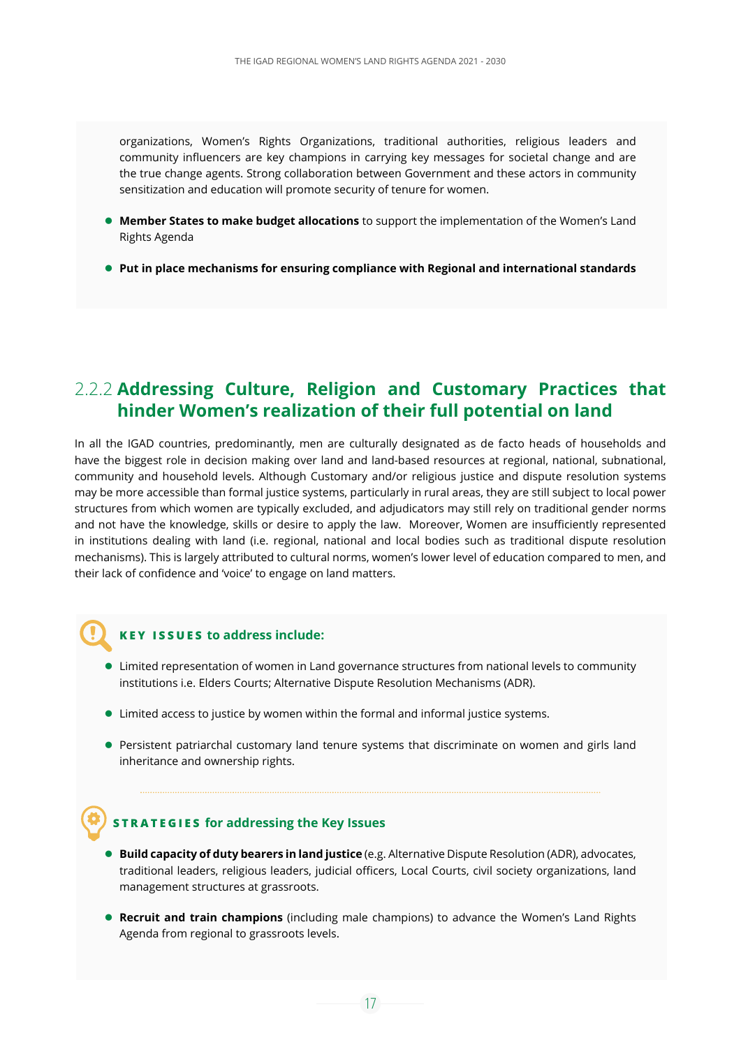organizations, Women's Rights Organizations, traditional authorities, religious leaders and community influencers are key champions in carrying key messages for societal change and are the true change agents. Strong collaboration between Government and these actors in community sensitization and education will promote security of tenure for women.

- **Member States to make budget allocations** to support the implementation of the Women's Land Rights Agenda
- **Put in place mechanisms for ensuring compliance with Regional and international standards**

### 2.2.2 Addressing Culture, Religion and Customary Practices that hinder Women's realization of their full potential on land

In all the IGAD countries, predominantly, men are culturally designated as de facto heads of households and have the biggest role in decision making over land and land-based resources at regional, national, subnational, community and household levels. Although Customary and/or religious justice and dispute resolution systems may be more accessible than formal justice systems, particularly in rural areas, they are still subject to local power structures from which women are typically excluded, and adjudicators may still rely on traditional gender norms and not have the knowledge, skills or desire to apply the law. Moreover, Women are insufficiently represented in institutions dealing with land (i.e. regional, national and local bodies such as traditional dispute resolution mechanisms). This is largely attributed to cultural norms, women's lower level of education compared to men, and their lack of confidence and 'voice' to engage on land matters.

**KEY ISSUES to address include:**

- Limited representation of women in Land governance structures from national levels to community institutions i.e. Elders Courts; Alternative Dispute Resolution Mechanisms (ADR).
- Limited access to justice by women within the formal and informal justice systems.
- Persistent patriarchal customary land tenure systems that discriminate on women and girls land inheritance and ownership rights.

**STRATEGIES for addressing the Key Issues**

- **Build capacity of duty bearers in land justice** (e.g. Alternative Dispute Resolution (ADR), advocates, traditional leaders, religious leaders, judicial officers, Local Courts, civil society organizations, land management structures at grassroots.
- **Recruit and train champions** (including male champions) to advance the Women's Land Rights Agenda from regional to grassroots levels.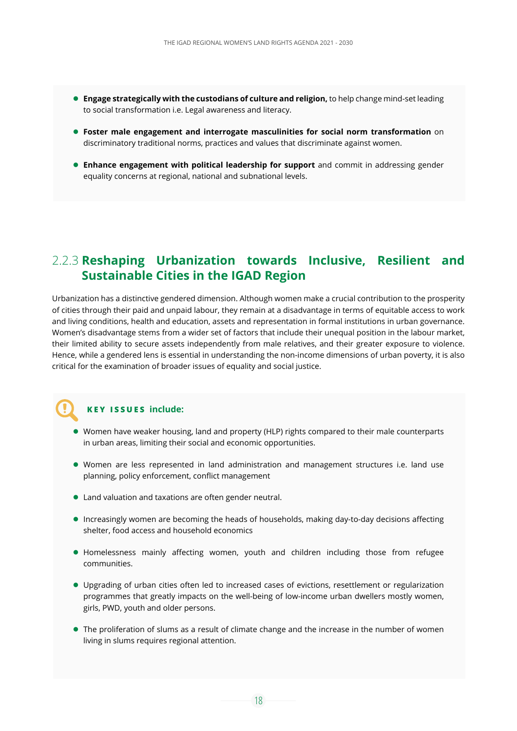- **Engage strategically with the custodians of culture and religion,** to help change mind-set leading to social transformation i.e. Legal awareness and literacy.
- **Foster male engagement and interrogate masculinities for social norm transformation** on discriminatory traditional norms, practices and values that discriminate against women.
- **Enhance engagement with political leadership for support** and commit in addressing gender equality concerns at regional, national and subnational levels.

### 2.2.3 Reshaping Urbanization towards Inclusive, Resilient and Sustainable Cities in the IGAD Region

Urbanization has a distinctive gendered dimension. Although women make a crucial contribution to the prosperity of cities through their paid and unpaid labour, they remain at a disadvantage in terms of equitable access to work and living conditions, health and education, assets and representation in formal institutions in urban governance. Women's disadvantage stems from a wider set of factors that include their unequal position in the labour market, their limited ability to secure assets independently from male relatives, and their greater exposure to violence. Hence, while a gendered lens is essential in understanding the non-income dimensions of urban poverty, it is also critical for the examination of broader issues of equality and social justice.

**KEY ISSUES include:**

- Women have weaker housing, land and property (HLP) rights compared to their male counterparts in urban areas, limiting their social and economic opportunities.
- Women are less represented in land administration and management structures i.e. land use planning, policy enforcement, conflict management
- Land valuation and taxations are often gender neutral.
- Increasingly women are becoming the heads of households, making day-to-day decisions affecting shelter, food access and household economics
- Homelessness mainly affecting women, youth and children including those from refugee communities.
- Upgrading of urban cities often led to increased cases of evictions, resettlement or regularization programmes that greatly impacts on the well-being of low-income urban dwellers mostly women, girls, PWD, youth and older persons.
- The proliferation of slums as a result of climate change and the increase in the number of women living in slums requires regional attention.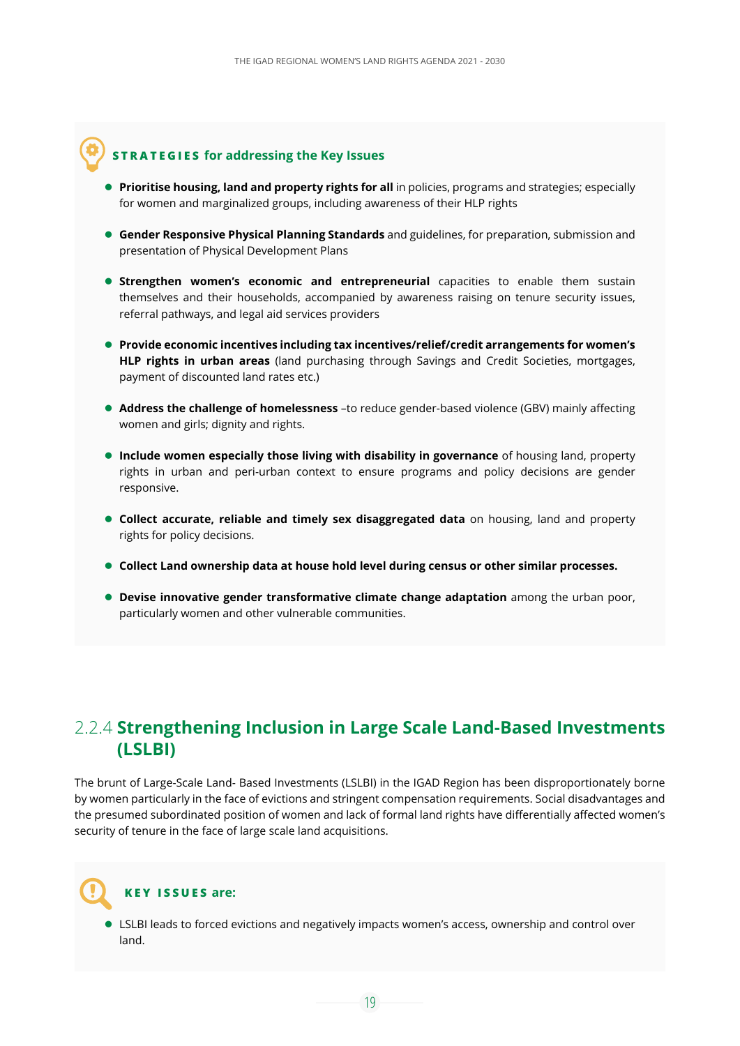**STRATEGIES for addressing the Key Issues**

- **Prioritise housing, land and property rights for all** in policies, programs and strategies; especially for women and marginalized groups, including awareness of their HLP rights
- **Gender Responsive Physical Planning Standards** and guidelines, for preparation, submission and presentation of Physical Development Plans
- **Strengthen women's economic and entrepreneurial** capacities to enable them sustain themselves and their households, accompanied by awareness raising on tenure security issues, referral pathways, and legal aid services providers
- **Provide economic incentives including tax incentives/relief/credit arrangements for women's HLP rights in urban areas** (land purchasing through Savings and Credit Societies, mortgages, payment of discounted land rates etc.)
- **Address the challenge of homelessness** –to reduce gender-based violence (GBV) mainly affecting women and girls; dignity and rights.
- **Include women especially those living with disability in governance** of housing land, property rights in urban and peri-urban context to ensure programs and policy decisions are gender responsive.
- **Collect accurate, reliable and timely sex disaggregated data** on housing, land and property rights for policy decisions.
- **Collect Land ownership data at house hold level during census or other similar processes.**
- **Devise innovative gender transformative climate change adaptation** among the urban poor, particularly women and other vulnerable communities.

### 2.2.4 Strengthening Inclusion in Large Scale Land-Based Investments (LSLBI)

The brunt of Large-Scale Land- Based Investments (LSLBI) in the IGAD Region has been disproportionately borne by women particularly in the face of evictions and stringent compensation requirements. Social disadvantages and the presumed subordinated position of women and lack of formal land rights have differentially affected women's security of tenure in the face of large scale land acquisitions.

**KEY ISSUES are:**

- LSLBI leads to forced evictions and negatively impacts women's access, ownership and control over land.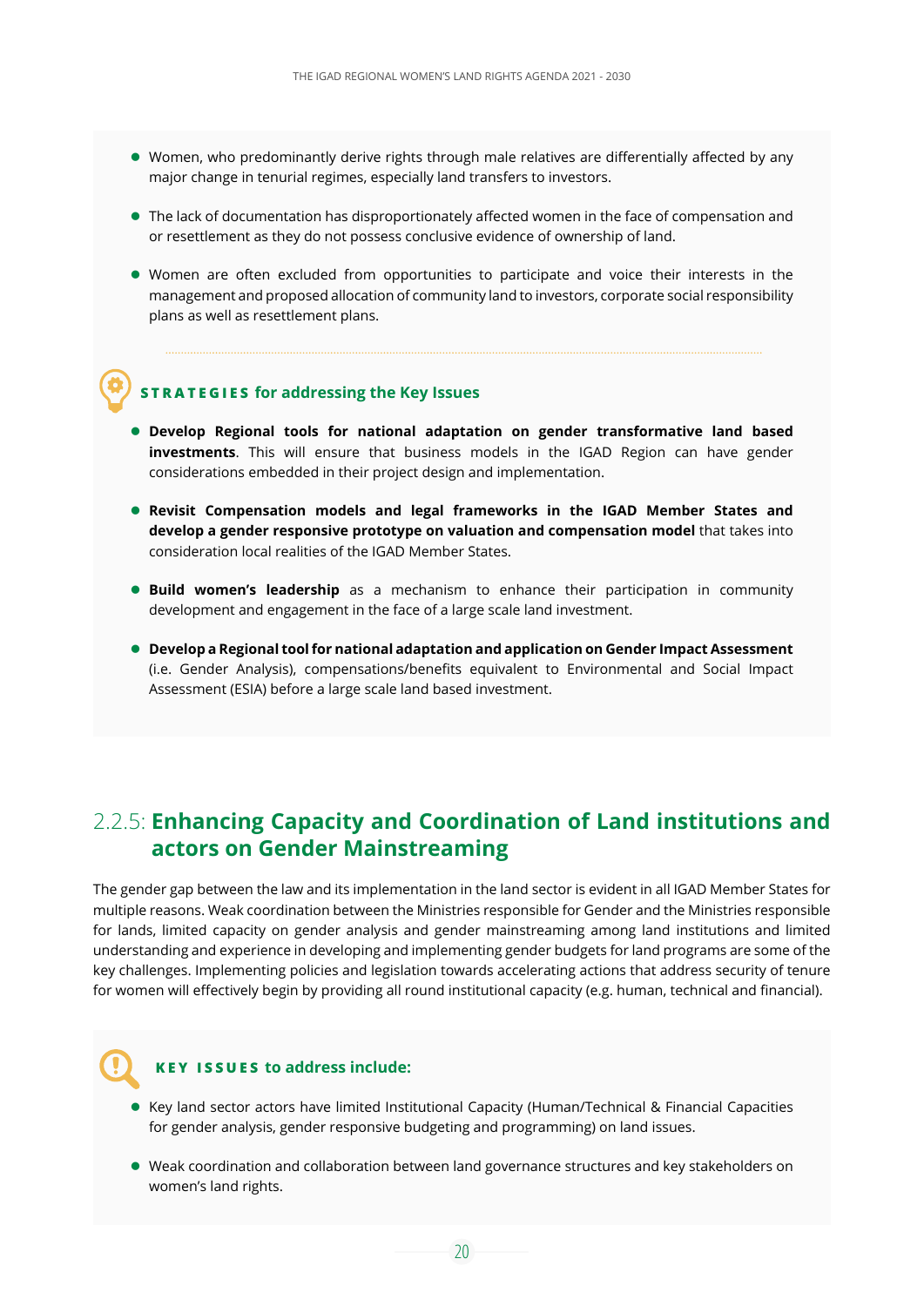- Women, who predominantly derive rights through male relatives are differentially affected by any major change in tenurial regimes, especially land transfers to investors.
- The lack of documentation has disproportionately affected women in the face of compensation and or resettlement as they do not possess conclusive evidence of ownership of land.
- Women are often excluded from opportunities to participate and voice their interests in the management and proposed allocation of community land to investors, corporate social responsibility plans as well as resettlement plans.

### STRATEGIES for addressing the Key Issues

- **Develop Regional tools for national adaptation on gender transformative land based investments**. This will ensure that business models in the IGAD Region can have gender considerations embedded in their project design and implementation.
- **Revisit Compensation models and legal frameworks in the IGAD Member States and develop a gender responsive prototype on valuation and compensation model** that takes into consideration local realities of the IGAD Member States.
- **Build women's leadership** as a mechanism to enhance their participation in community development and engagement in the face of a large scale land investment.
- **Develop a Regional tool for national adaptation and application on Gender Impact Assessment** (i.e. Gender Analysis), compensations/benefits equivalent to Environmental and Social Impact Assessment (ESIA) before a large scale land based investment.

## 2.2.5: Enhancing Capacity and Coordination of Land institutions and actors on Gender Mainstreaming

The gender gap between the law and its implementation in the land sector is evident in all IGAD Member States for multiple reasons. Weak coordination between the Ministries responsible for Gender and the Ministries responsible for lands, limited capacity on gender analysis and gender mainstreaming among land institutions and limited understanding and experience in developing and implementing gender budgets for land programs are some of the key challenges. Implementing policies and legislation towards accelerating actions that address security of tenure for women will effectively begin by providing all round institutional capacity (e.g. human, technical and financial).

### KEY ISSUES to address include:

- Key land sector actors have limited Institutional Capacity (Human/Technical & Financial Capacities for gender analysis, gender responsive budgeting and programming) on land issues.
- Weak coordination and collaboration between land governance structures and key stakeholders on women's land rights.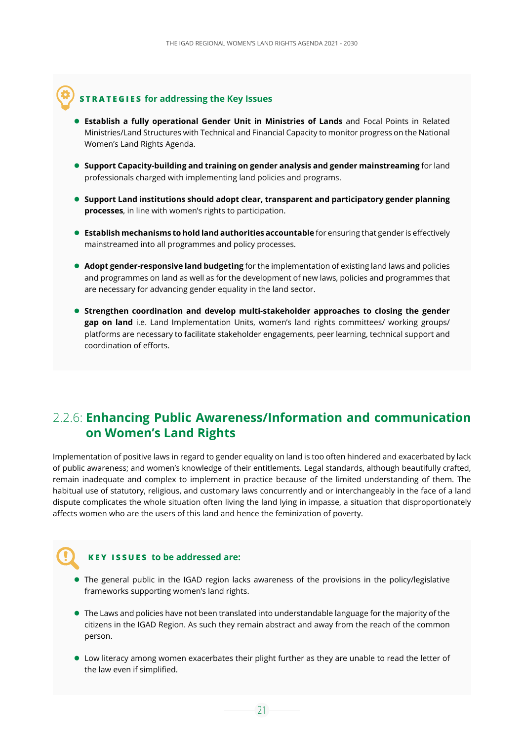**STRATEGIES for addressing the Key Issues**

- **Establish a fully operational Gender Unit in Ministries of Lands** and Focal Points in Related Ministries/Land Structures with Technical and Financial Capacity to monitor progress on the National Women's Land Rights Agenda.
- **Support Capacity-building and training on gender analysis and gender mainstreaming** for land professionals charged with implementing land policies and programs.
- **Support Land institutions should adopt clear, transparent and participatory gender planning processes**, in line with women's rights to participation.
- **Establish mechanisms to hold land authorities accountable** for ensuring that gender is effectively mainstreamed into all programmes and policy processes.
- **Adopt gender-responsive land budgeting** for the implementation of existing land laws and policies and programmes on land as well as for the development of new laws, policies and programmes that are necessary for advancing gender equality in the land sector.
- **Strengthen coordination and develop multi-stakeholder approaches to closing the gender gap on land** i.e. Land Implementation Units, women's land rights committees/ working groups/ platforms are necessary to facilitate stakeholder engagements, peer learning, technical support and coordination of efforts.

## 2.2.6: Enhancing Public Awareness/Information and communication on Women's Land Rights

Implementation of positive laws in regard to gender equality on land is too often hindered and exacerbated by lack of public awareness; and women's knowledge of their entitlements. Legal standards, although beautifully crafted, remain inadequate and complex to implement in practice because of the limited understanding of them. The habitual use of statutory, religious, and customary laws concurrently and or interchangeably in the face of a land dispute complicates the whole situation often living the land lying in impasse, a situation that disproportionately affects women who are the users of this land and hence the feminization of poverty.

**KEY ISSUES to be addressed are:**

- The general public in the IGAD region lacks awareness of the provisions in the policy/legislative frameworks supporting women's land rights.
- The Laws and policies have not been translated into understandable language for the majority of the citizens in the IGAD Region. As such they remain abstract and away from the reach of the common person.
- Low literacy among women exacerbates their plight further as they are unable to read the letter of the law even if simplified.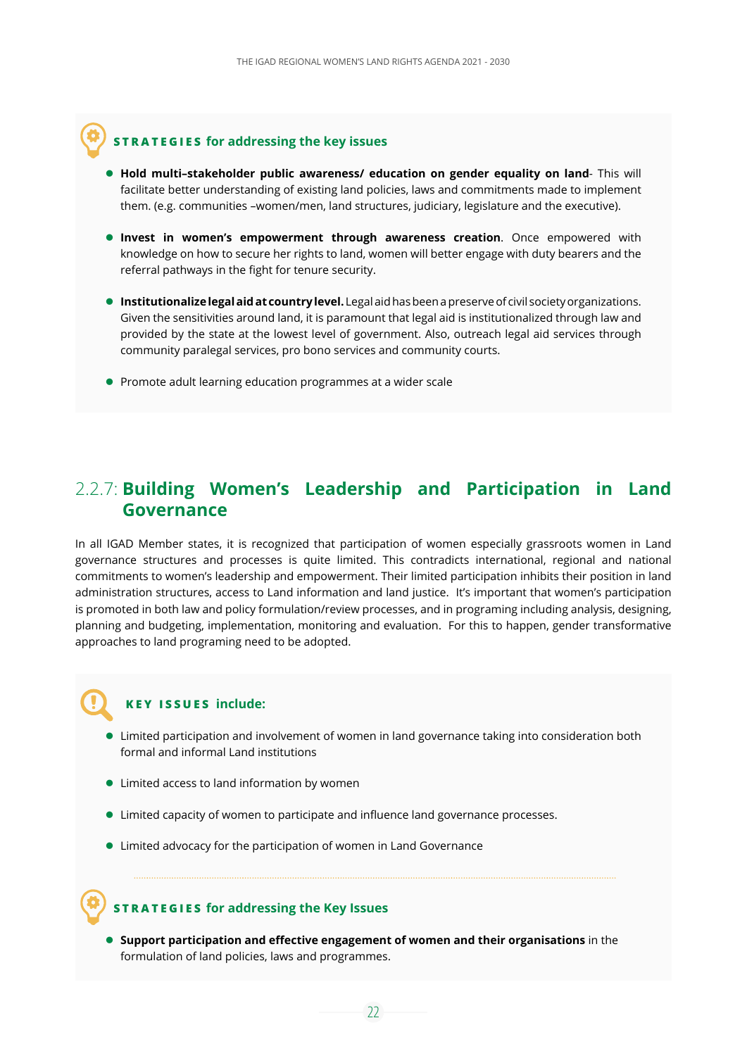### **STRATEGIES** for addressing the key issues

- **Hold multi–stakeholder public awareness/ education on gender equality on land**- This will facilitate better understanding of existing land policies, laws and commitments made to implement them. (e.g. communities –women/men, land structures, judiciary, legislature and the executive).
- **Invest in women's empowerment through awareness creation**. Once empowered with knowledge on how to secure her rights to land, women will better engage with duty bearers and the referral pathways in the fight for tenure security.
- **Institutionalize legal aid at country level.** Legal aid has been a preserve of civil society organizations. Given the sensitivities around land, it is paramount that legal aid is institutionalized through law and provided by the state at the lowest level of government. Also, outreach legal aid services through community paralegal services, pro bono services and community courts.
- Promote adult learning education programmes at a wider scale

## 2.2.7: **Building Women's Leadership and Participation in Land Governance**

In all IGAD Member states, it is recognized that participation of women especially grassroots women in Land governance structures and processes is quite limited. This contradicts international, regional and national commitments to women's leadership and empowerment. Their limited participation inhibits their position in land administration structures, access to Land information and land justice. It's important that women's participation is promoted in both law and policy formulation/review processes, and in programing including analysis, designing, planning and budgeting, implementation, monitoring and evaluation. For this to happen, gender transformative approaches to land programing need to be adopted.

### **KEY ISSUES** include:

- Limited participation and involvement of women in land governance taking into consideration both formal and informal Land institutions
- Limited access to land information by women
- Limited capacity of women to participate and influence land governance processes.
- Limited advocacy for the participation of women in Land Governance

### **STRATEGIES** for addressing the Key Issues

- **Support participation and effective engagement of women and their organisations** in the formulation of land policies, laws and programmes.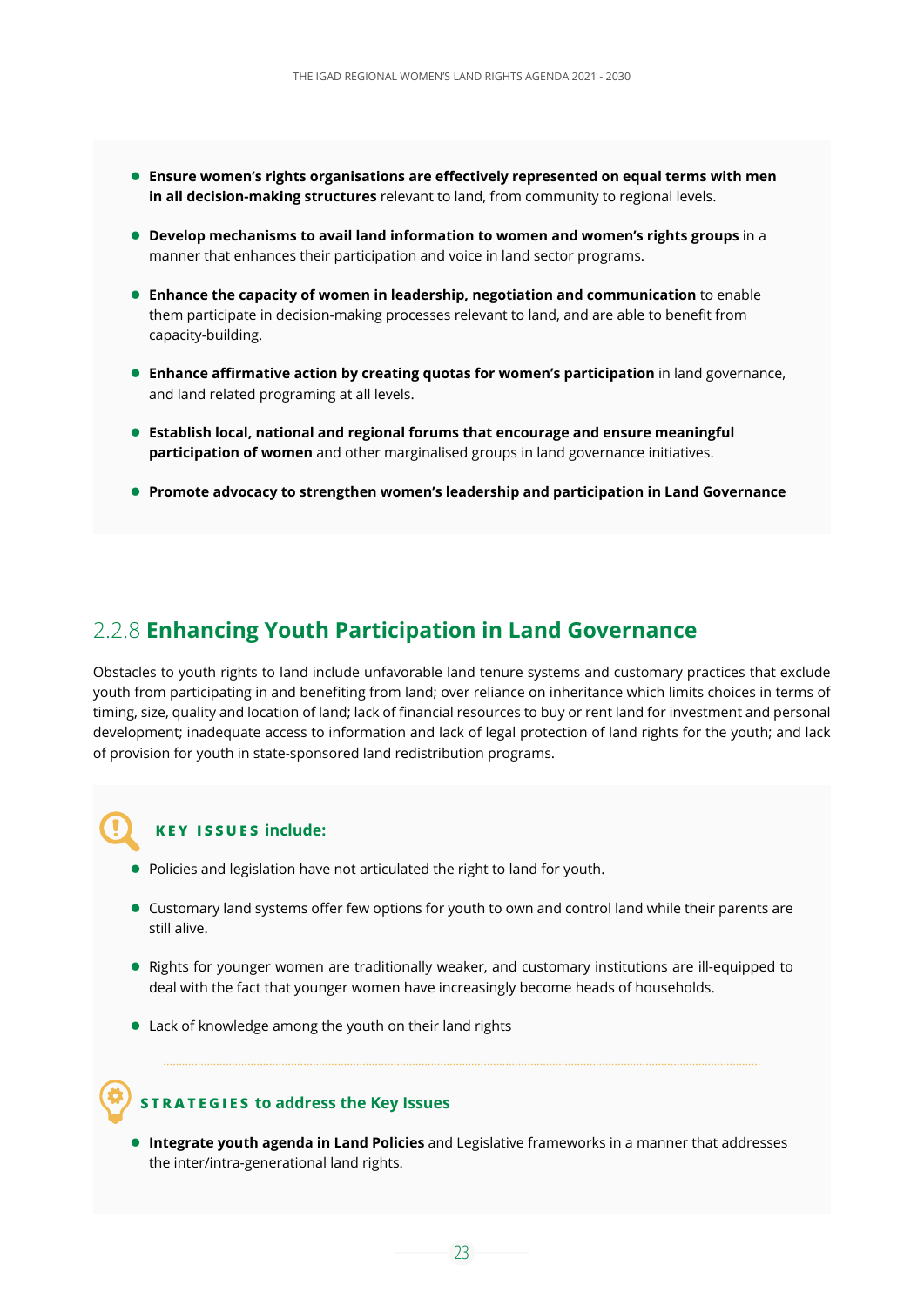- **Ensure women's rights organisations are effectively represented on equal terms with men in all decision-making structures** relevant to land, from community to regional levels.
- **Develop mechanisms to avail land information to women and women's rights groups** in a manner that enhances their participation and voice in land sector programs.
- **Enhance the capacity of women in leadership, negotiation and communication** to enable them participate in decision-making processes relevant to land, and are able to benefit from capacity-building.
- **Enhance affirmative action by creating quotas for women's participation** in land governance, and land related programing at all levels.
- **Establish local, national and regional forums that encourage and ensure meaningful participation of women** and other marginalised groups in land governance initiatives.
- **Promote advocacy to strengthen women's leadership and participation in Land Governance**

## 2.2.8 Enhancing Youth Participation in Land Governance

Obstacles to youth rights to land include unfavorable land tenure systems and customary practices that exclude youth from participating in and benefiting from land; over reliance on inheritance which limits choices in terms of timing, size, quality and location of land; lack of financial resources to buy or rent land for investment and personal development; inadequate access to information and lack of legal protection of land rights for the youth; and lack of provision for youth in state-sponsored land redistribution programs.

**KEY ISSUES include:**

- Policies and legislation have not articulated the right to land for youth.
- Customary land systems offer few options for youth to own and control land while their parents are still alive.
- Rights for younger women are traditionally weaker, and customary institutions are ill-equipped to deal with the fact that younger women have increasingly become heads of households.
- Lack of knowledge among the youth on their land rights

**STRATEGIES to address the Key Issues**

- **Integrate youth agenda in Land Policies** and Legislative frameworks in a manner that addresses the inter/intra-generational land rights.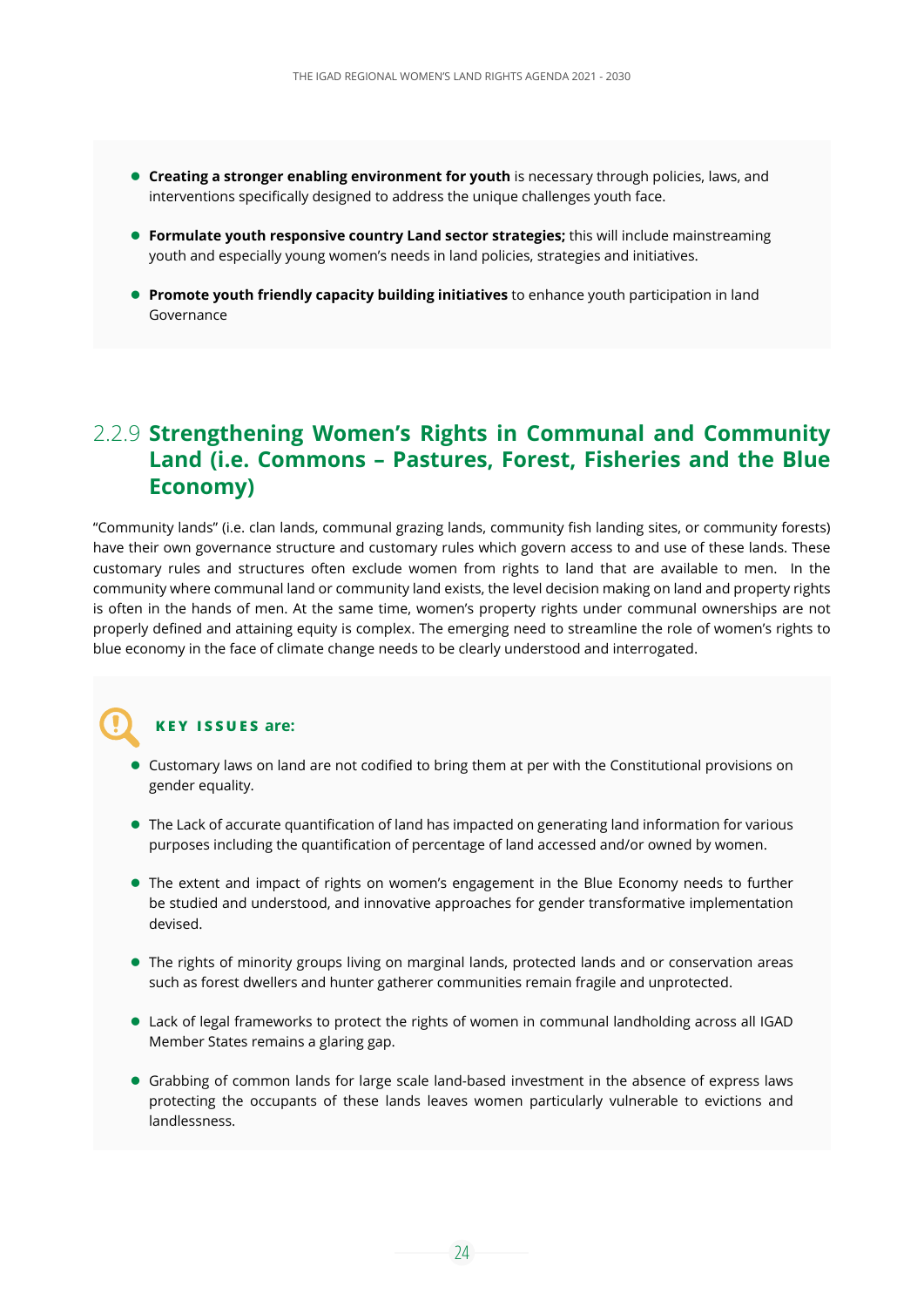- **Creating a stronger enabling environment for youth** is necessary through policies, laws, and interventions specifically designed to address the unique challenges youth face.
- **Formulate youth responsive country Land sector strategies;** this will include mainstreaming youth and especially young women's needs in land policies, strategies and initiatives.
- **Promote youth friendly capacity building initiatives** to enhance youth participation in land Governance

### 2.2.9 Strengthening Women's Rights in Communal and Community Land (i.e. Commons – Pastures, Forest, Fisheries and the Blue Economy)

"Community lands" (i.e. clan lands, communal grazing lands, community fish landing sites, or community forests) have their own governance structure and customary rules which govern access to and use of these lands. These customary rules and structures often exclude women from rights to land that are available to men. In the community where communal land or community land exists, the level decision making on land and property rights is often in the hands of men. At the same time, women's property rights under communal ownerships are not properly defined and attaining equity is complex. The emerging need to streamline the role of women's rights to blue economy in the face of climate change needs to be clearly understood and interrogated.

**KEY ISSUES are:**

- Customary laws on land are not codified to bring them at per with the Constitutional provisions on gender equality.
- The Lack of accurate quantification of land has impacted on generating land information for various purposes including the quantification of percentage of land accessed and/or owned by women.
- The extent and impact of rights on women's engagement in the Blue Economy needs to further be studied and understood, and innovative approaches for gender transformative implementation devised.
- The rights of minority groups living on marginal lands, protected lands and or conservation areas such as forest dwellers and hunter gatherer communities remain fragile and unprotected.
- Lack of legal frameworks to protect the rights of women in communal landholding across all IGAD Member States remains a glaring gap.
- Grabbing of common lands for large scale land-based investment in the absence of express laws protecting the occupants of these lands leaves women particularly vulnerable to evictions and landlessness.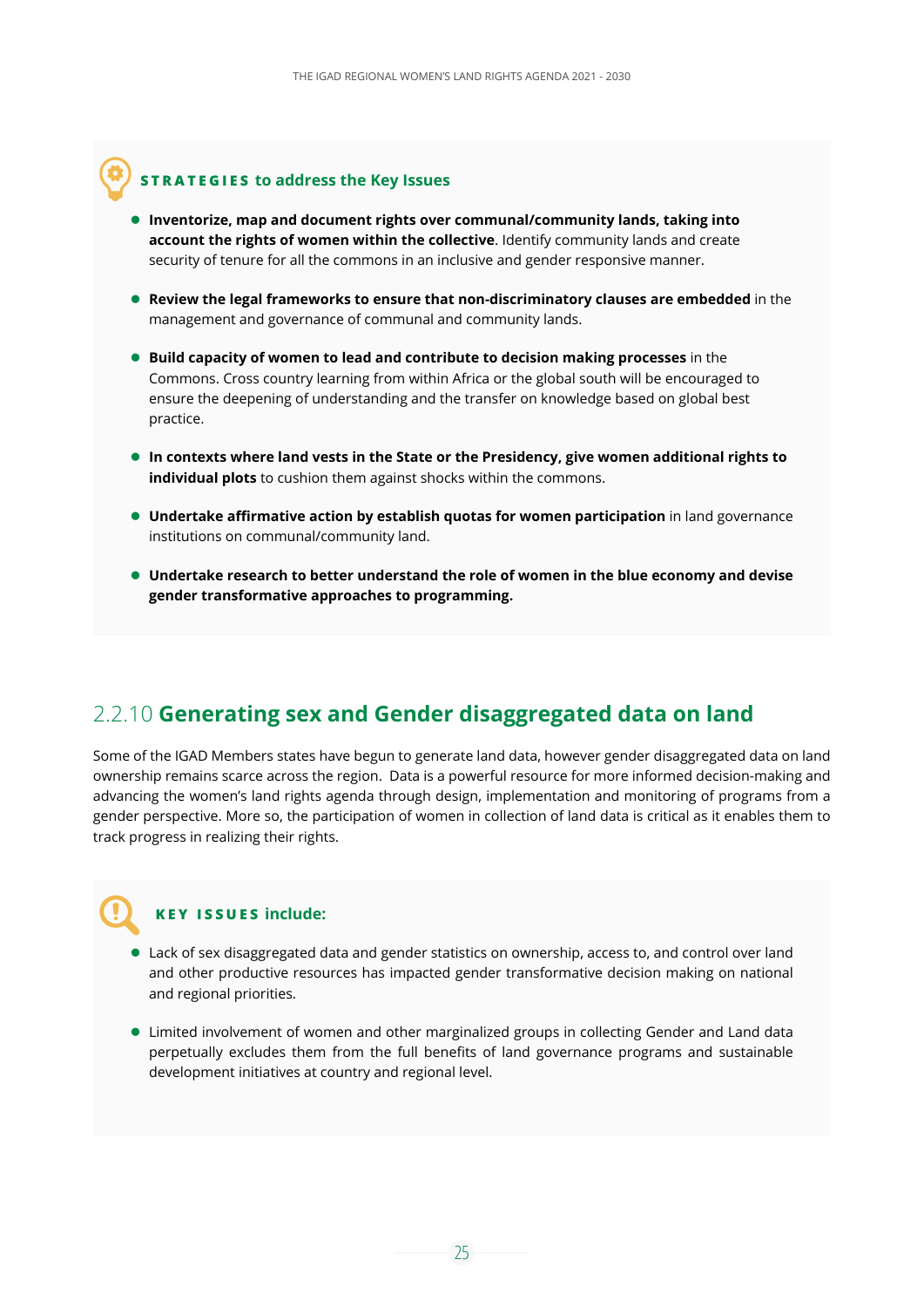**STRATEGIES to address the Key Issues**

- **Inventorize, map and document rights over communal/community lands, taking into account the rights of women within the collective**. Identify community lands and create security of tenure for all the commons in an inclusive and gender responsive manner.
- **Review the legal frameworks to ensure that non-discriminatory clauses are embedded** in the management and governance of communal and community lands.
- **Build capacity of women to lead and contribute to decision making processes** in the Commons. Cross country learning from within Africa or the global south will be encouraged to ensure the deepening of understanding and the transfer on knowledge based on global best practice.
- **In contexts where land vests in the State or the Presidency, give women additional rights to individual plots** to cushion them against shocks within the commons.
- **Undertake affirmative action by establish quotas for women participation** in land governance institutions on communal/community land.
- **Undertake research to better understand the role of women in the blue economy and devise gender transformative approaches to programming.**

## 2.2.10 **Generating sex and Gender disaggregated data on land**

Some of the IGAD Members states have begun to generate land data, however gender disaggregated data on land ownership remains scarce across the region. Data is a powerful resource for more informed decision-making and advancing the women's land rights agenda through design, implementation and monitoring of programs from a gender perspective. More so, the participation of women in collection of land data is critical as it enables them to track progress in realizing their rights.

**KEY ISSUES include:**

- Lack of sex disaggregated data and gender statistics on ownership, access to, and control over land and other productive resources has impacted gender transformative decision making on national and regional priorities.
- Limited involvement of women and other marginalized groups in collecting Gender and Land data perpetually excludes them from the full benefits of land governance programs and sustainable development initiatives at country and regional level.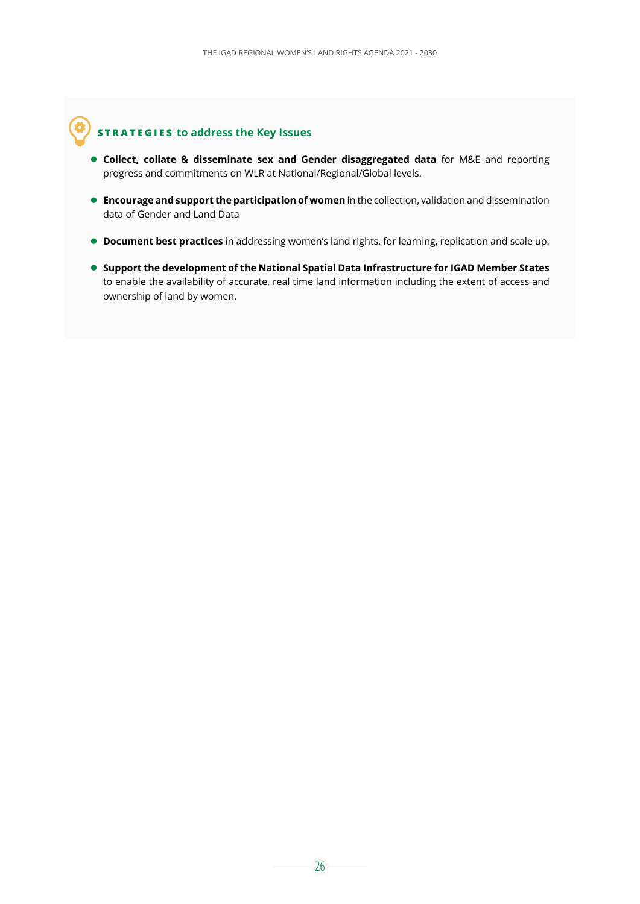### **STRATEGIES** to address the Key Issues

- **Collect, collate & disseminate sex and Gender disaggregated data** for M&E and reporting progress and commitments on WLR at National/Regional/Global levels.
- **Encourage and support the participation of women** in the collection, validation and dissemination data of Gender and Land Data
- **Document best practices** in addressing women's land rights, for learning, replication and scale up.
- **Support the development of the National Spatial Data Infrastructure for IGAD Member States** to enable the availability of accurate, real time land information including the extent of access and ownership of land by women.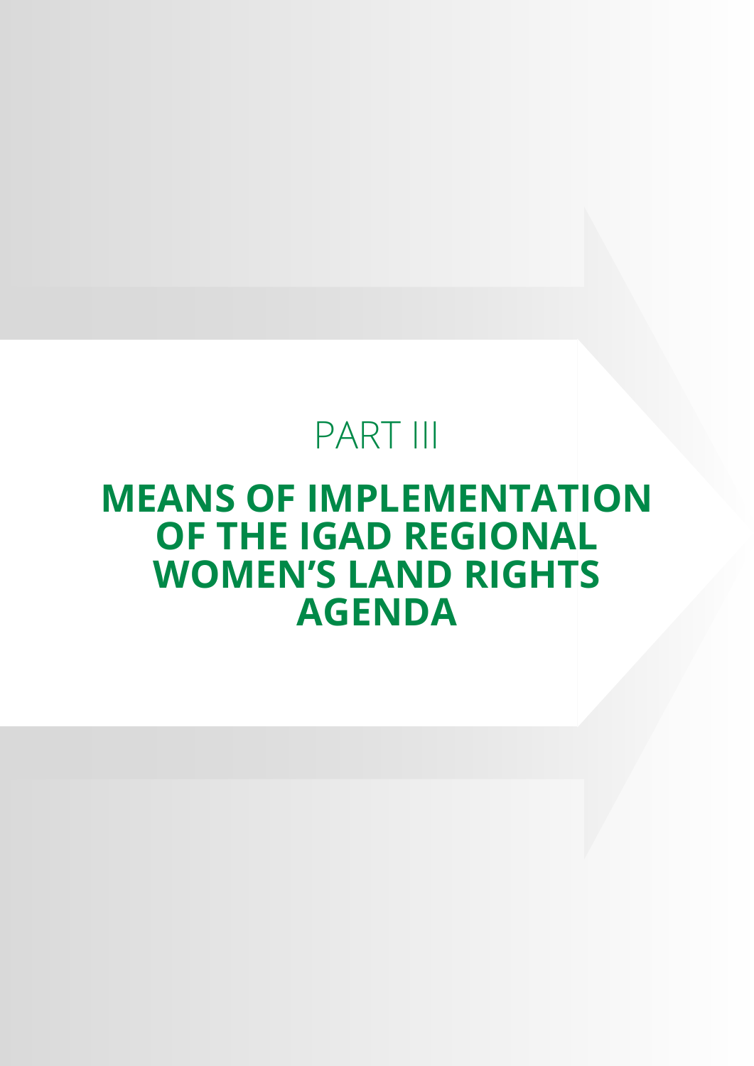# PART III

# MEANS OF IMPLEMENTATION OF THE IGAD REGIONAL WOMEN'S LAND RIGHTS AGENDA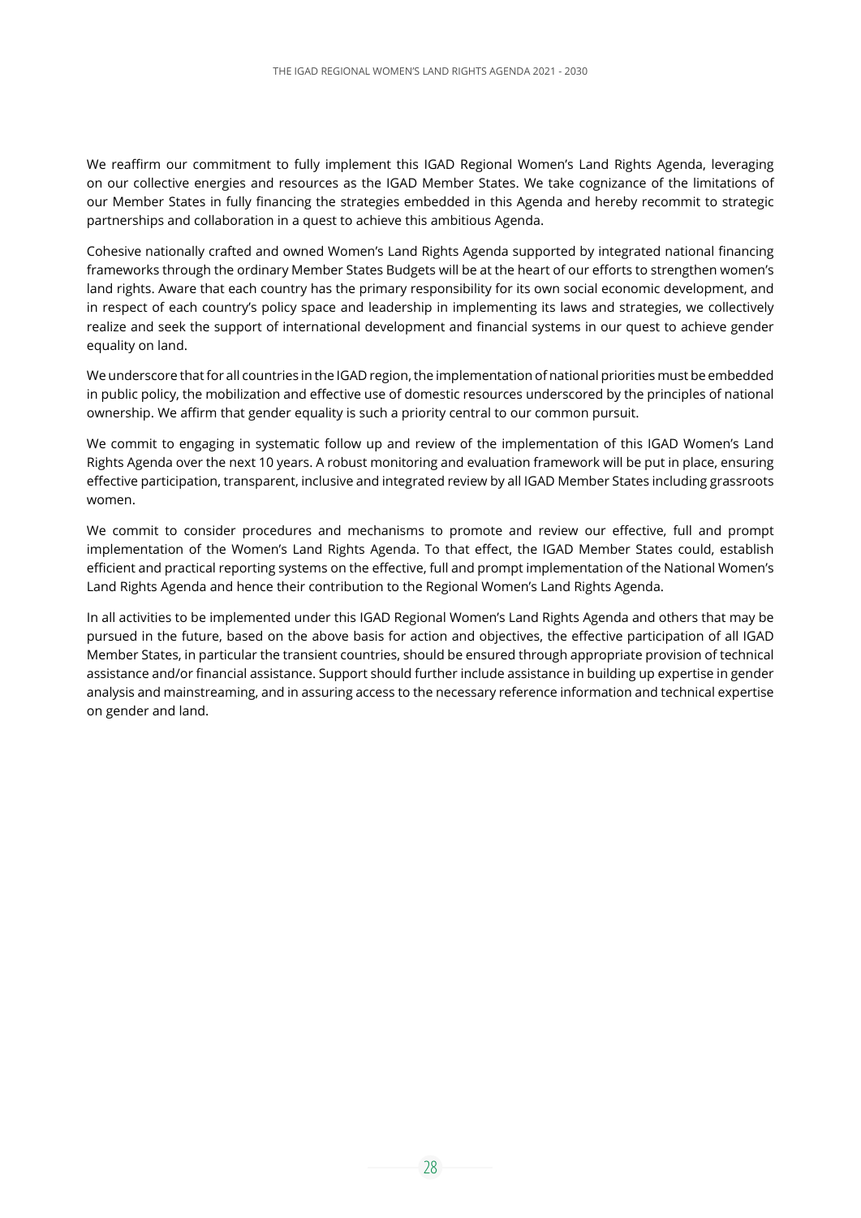We reaffirm our commitment to fully implement this IGAD Regional Women's Land Rights Agenda, leveraging on our collective energies and resources as the IGAD Member States. We take cognizance of the limitations of our Member States in fully financing the strategies embedded in this Agenda and hereby recommit to strategic partnerships and collaboration in a quest to achieve this ambitious Agenda.

Cohesive nationally crafted and owned Women's Land Rights Agenda supported by integrated national financing frameworks through the ordinary Member States Budgets will be at the heart of our efforts to strengthen women's land rights. Aware that each country has the primary responsibility for its own social economic development, and in respect of each country's policy space and leadership in implementing its laws and strategies, we collectively realize and seek the support of international development and financial systems in our quest to achieve gender equality on land.

We underscore that for all countries in the IGAD region, the implementation of national priorities must be embedded in public policy, the mobilization and effective use of domestic resources underscored by the principles of national ownership. We affirm that gender equality is such a priority central to our common pursuit.

We commit to engaging in systematic follow up and review of the implementation of this IGAD Women's Land Rights Agenda over the next 10 years. A robust monitoring and evaluation framework will be put in place, ensuring effective participation, transparent, inclusive and integrated review by all IGAD Member States including grassroots women.

We commit to consider procedures and mechanisms to promote and review our effective, full and prompt implementation of the Women's Land Rights Agenda. To that effect, the IGAD Member States could, establish efficient and practical reporting systems on the effective, full and prompt implementation of the National Women's Land Rights Agenda and hence their contribution to the Regional Women's Land Rights Agenda.

In all activities to be implemented under this IGAD Regional Women's Land Rights Agenda and others that may be pursued in the future, based on the above basis for action and objectives, the effective participation of all IGAD Member States, in particular the transient countries, should be ensured through appropriate provision of technical assistance and/or financial assistance. Support should further include assistance in building up expertise in gender analysis and mainstreaming, and in assuring access to the necessary reference information and technical expertise on gender and land.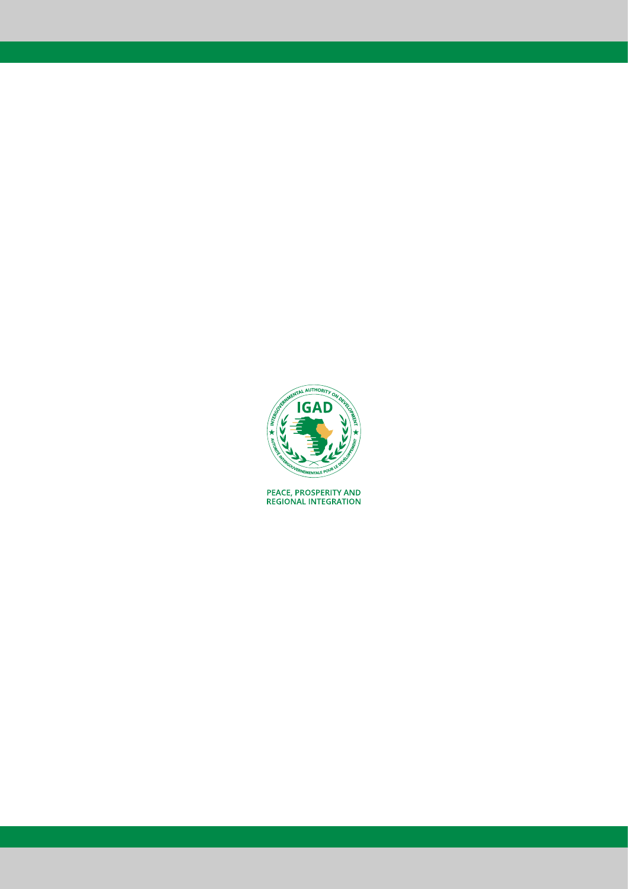PEACE, PROSPERITY AND
REGIONAL INTEGRATION